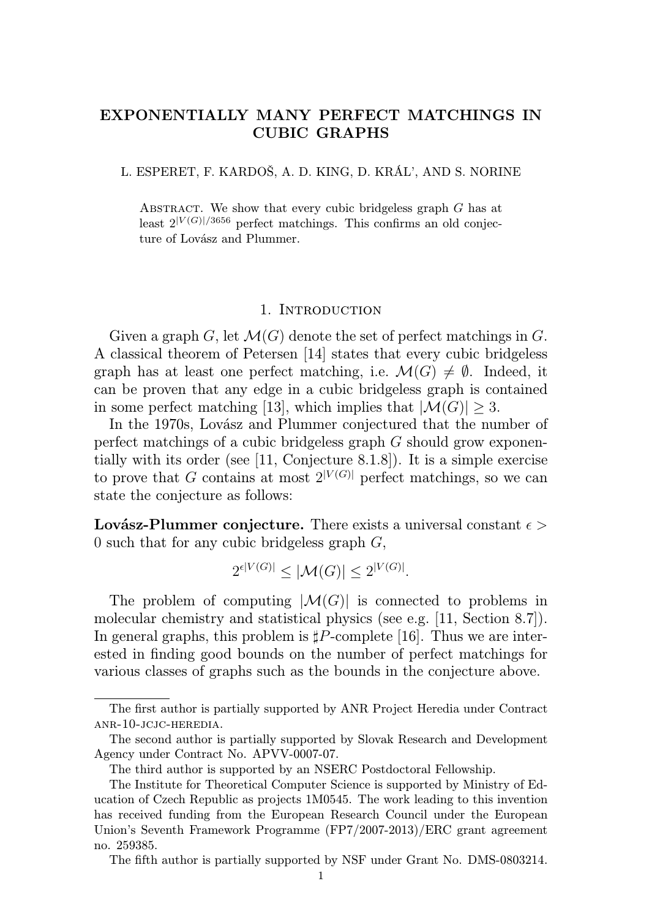# EXPONENTIALLY MANY PERFECT MATCHINGS IN CUBIC GRAPHS

L. ESPERET, F. KARDOŠ, A. D. KING, D. KRÁL', AND S. NORINE

ABSTRACT. We show that every cubic bridgeless graph $G$ has at least $2^{|V(G)|/3656}$ perfect matchings. This confirms an old conjecture of Lovász and Plummer.

## 1. Introduction

Given a graph $G$, let $\mathcal{M}(G)$ denote the set of perfect matchings in $G$. A classical theorem of Petersen [14] states that every cubic bridgeless graph has at least one perfect matching, i.e. $\mathcal{M}(G) \neq \emptyset$. Indeed, it can be proven that any edge in a cubic bridgeless graph is contained in some perfect matching [13], which implies that $|\mathcal{M}(G)| \geq 3$.

In the 1970s, Lovász and Plummer conjectured that the number of perfect matchings of a cubic bridgeless graph $G$ should grow exponentially with its order (see [11, Conjecture 8.1.8]). It is a simple exercise to prove that $G$ contains at most $2^{|V(G)|}$ perfect matchings, so we can state the conjecture as follows:

**Lovász-Plummer conjecture.** There exists a universal constant $\epsilon > 0$ such that for any cubic bridgeless graph $G$,

$$2^{\epsilon|V(G)|} \leq |\mathcal{M}(G)| \leq 2^{|V(G)|}.$$

The problem of computing $|\mathcal{M}(G)|$ is connected to problems in molecular chemistry and statistical physics (see e.g. [11, Section 8.7]). In general graphs, this problem is $\sharp P$-complete [16]. Thus we are interested in finding good bounds on the number of perfect matchings for various classes of graphs such as the bounds in the conjecture above.

---

The first author is partially supported by ANR Project Heredia under Contract ANR-10-JCJC-HEREDIA.

The second author is partially supported by Slovak Research and Development Agency under Contract No. APVV-0007-07.

The third author is supported by an NSERC Postdoctoral Fellowship.

The Institute for Theoretical Computer Science is supported by Ministry of Education of Czech Republic as projects 1M0545. The work leading to this invention has received funding from the European Research Council under the European Union's Seventh Framework Programme (FP7/2007-2013)/ERC grant agreement no. 259385.

The fifth author is partially supported by NSF under Grant No. DMS-0803214.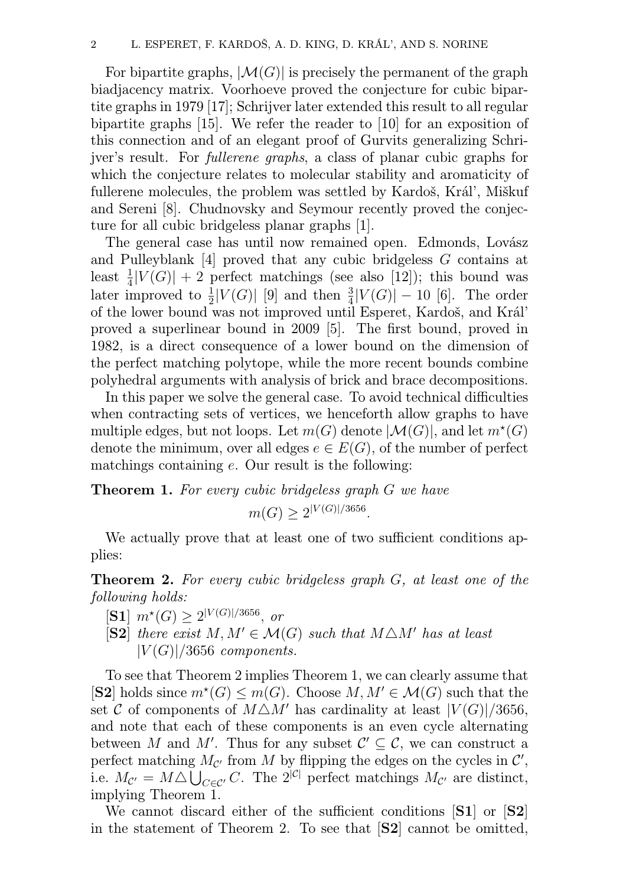For bipartite graphs, $|\mathcal{M}(G)|$ is precisely the permanent of the graph biadjacency matrix. Voorhoeve proved the conjecture for cubic bipartite graphs in 1979 [17]; Schrijver later extended this result to all regular bipartite graphs [15]. We refer the reader to [10] for an exposition of this connection and of an elegant proof of Gurvits generalizing Schrijver's result. For *fullerene graphs*, a class of planar cubic graphs for which the conjecture relates to molecular stability and aromaticity of fullerene molecules, the problem was settled by Kardoš, Král', Miškuf and Sereni [8]. Chudnovsky and Seymour recently proved the conjecture for all cubic bridgeless planar graphs [1].

The general case has until now remained open. Edmonds, Lovász and Pulleyblank [4] proved that any cubic bridgeless $G$ contains at least $\frac{1}{4}|V(G)| + 2$ perfect matchings (see also [12]); this bound was later improved to $\frac{1}{2}|V(G)|$ [9] and then $\frac{3}{4}|V(G)| - 10$ [6]. The order of the lower bound was not improved until Esperet, Kardoš, and Král' proved a superlinear bound in 2009 [5]. The first bound, proved in 1982, is a direct consequence of a lower bound on the dimension of the perfect matching polytope, while the more recent bounds combine polyhedral arguments with analysis of brick and brace decompositions.

In this paper we solve the general case. To avoid technical difficulties when contracting sets of vertices, we henceforth allow graphs to have multiple edges, but not loops. Let $m(G)$ denote $|\mathcal{M}(G)|$, and let $m^\star(G)$ denote the minimum, over all edges $e \in E(G)$, of the number of perfect matchings containing $e$. Our result is the following:

**Theorem 1.** *For every cubic bridgeless graph $G$ we have*

$$m(G) \geq 2^{|V(G)|/3656}.$$

We actually prove that at least one of two sufficient conditions applies:

**Theorem 2.** *For every cubic bridgeless graph $G$, at least one of the following holds:*

[**S1**] $m^\star(G) \geq 2^{|V(G)|/3656}$, *or*

[**S2**] *there exist $M, M' \in \mathcal{M}(G)$ such that $M \triangle M'$ has at least $|V(G)|/3656$ components.*

To see that Theorem 2 implies Theorem 1, we can clearly assume that [**S2**] holds since $m^\star(G) \leq m(G)$. Choose $M, M' \in \mathcal{M}(G)$ such that the set $\mathcal{C}$ of components of $M \triangle M'$ has cardinality at least $|V(G)|/3656$, and note that each of these components is an even cycle alternating between $M$ and $M'$. Thus for any subset $\mathcal{C}' \subseteq \mathcal{C}$, we can construct a perfect matching $M_{\mathcal{C}'}$ from $M$ by flipping the edges on the cycles in $\mathcal{C}'$, i.e. $M_{\mathcal{C}'} = M \triangle \bigcup_{C \in \mathcal{C}'} C$. The $2^{|\mathcal{C}|}$ perfect matchings $M_{\mathcal{C}'}$ are distinct, implying Theorem 1.

We cannot discard either of the sufficient conditions [**S1**] or [**S2**] in the statement of Theorem 2. To see that [**S2**] cannot be omitted,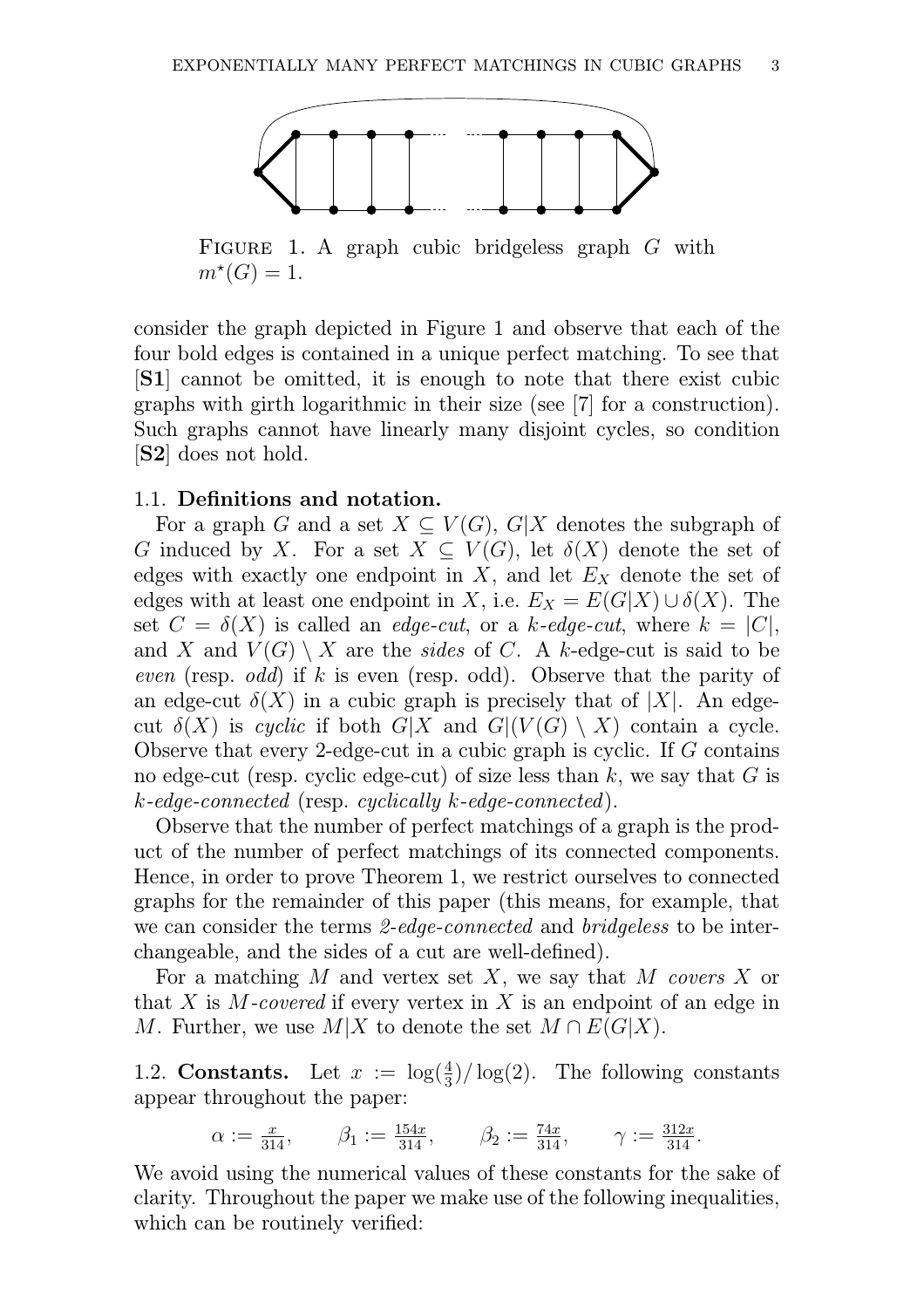FIGURE 1. A graph cubic bridgeless graph $G$ with $m^\star(G) = 1$.

consider the graph depicted in Figure 1 and observe that each of the four bold edges is contained in a unique perfect matching. To see that [**S1**] cannot be omitted, it is enough to note that there exist cubic graphs with girth logarithmic in their size (see [7] for a construction). Such graphs cannot have linearly many disjoint cycles, so condition [**S2**] does not hold.

### 1.1. Definitions and notation.

For a graph $G$ and a set $X \subseteq V(G)$, $G|X$ denotes the subgraph of $G$ induced by $X$. For a set $X \subseteq V(G)$, let $\delta(X)$ denote the set of edges with exactly one endpoint in $X$, and let $E_X$ denote the set of edges with at least one endpoint in $X$, i.e. $E_X = E(G|X) \cup \delta(X)$. The set $C = \delta(X)$ is called an *edge-cut*, or a *k-edge-cut*, where $k = |C|$, and $X$ and $V(G) \setminus X$ are the *sides* of $C$. A $k$-edge-cut is said to be *even* (resp. *odd*) if $k$ is even (resp. odd). Observe that the parity of an edge-cut $\delta(X)$ in a cubic graph is precisely that of $|X|$. An edge-cut $\delta(X)$ is *cyclic* if both $G|X$ and $G|(V(G) \setminus X)$ contain a cycle. Observe that every 2-edge-cut in a cubic graph is cyclic. If $G$ contains no edge-cut (resp. cyclic edge-cut) of size less than $k$, we say that $G$ is *k-edge-connected* (resp. *cyclically k-edge-connected*).

Observe that the number of perfect matchings of a graph is the product of the number of perfect matchings of its connected components. Hence, in order to prove Theorem 1, we restrict ourselves to connected graphs for the remainder of this paper (this means, for example, that we can consider the terms *2-edge-connected* and *bridgeless* to be interchangeable, and the sides of a cut are well-defined).

For a matching $M$ and vertex set $X$, we say that $M$ *covers* $X$ or that $X$ is *M-covered* if every vertex in $X$ is an endpoint of an edge in $M$. Further, we use $M|X$ to denote the set $M \cap E(G|X)$.

### 1.2. Constants.

Let $x := \log(\frac{4}{3})/\log(2)$. The following constants appear throughout the paper:

$$\alpha := \tfrac{x}{314}, \qquad \beta_1 := \tfrac{154x}{314}, \qquad \beta_2 := \tfrac{74x}{314}, \qquad \gamma := \tfrac{312x}{314}.$$

We avoid using the numerical values of these constants for the sake of clarity. Throughout the paper we make use of the following inequalities, which can be routinely verified: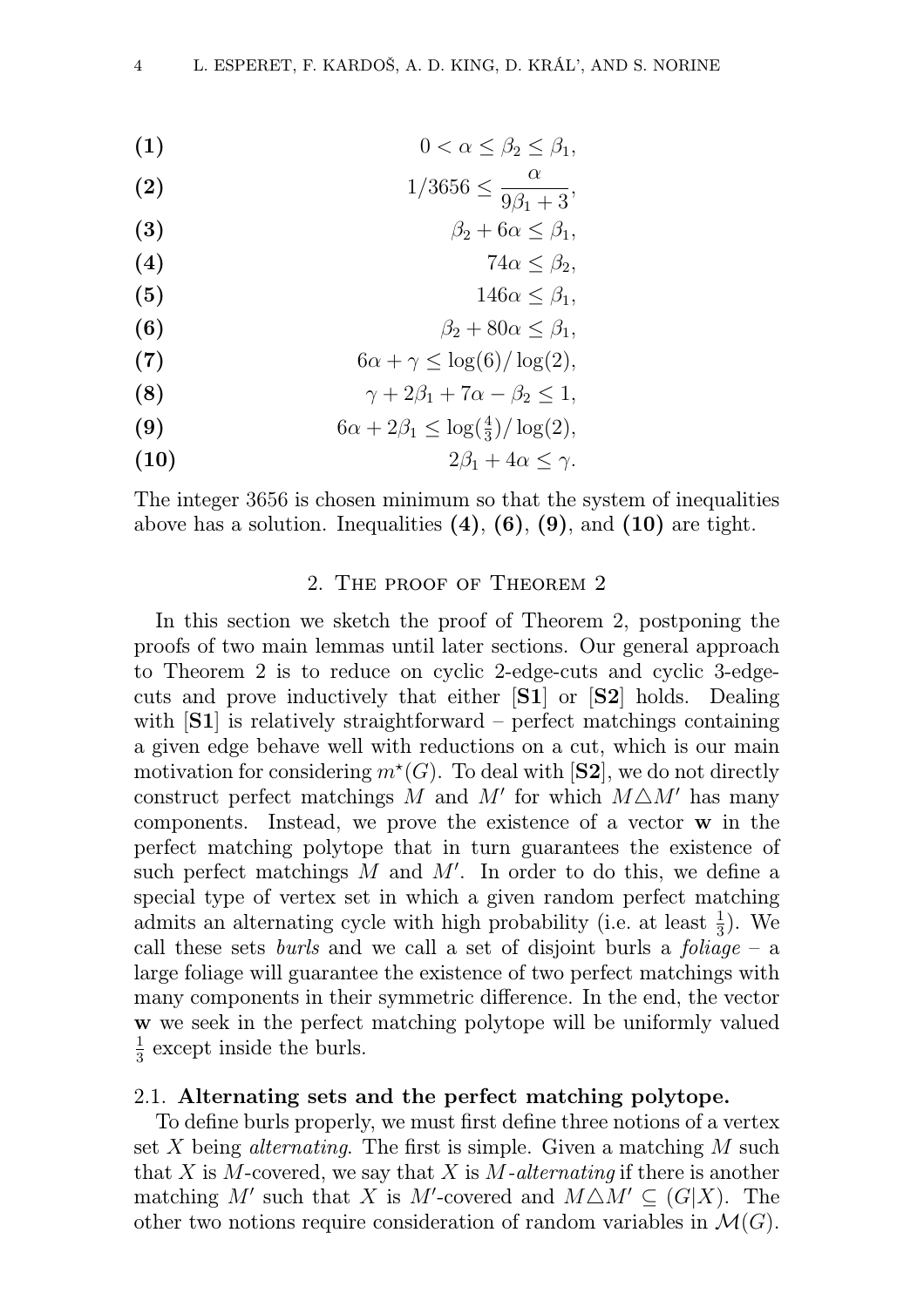$$
\begin{aligned}
&\textbf{(1)} && 0 < \alpha \le \beta_2 \le \beta_1, \\
&\textbf{(2)} && 1/3656 \le \frac{\alpha}{9\beta_1 + 3}, \\
&\textbf{(3)} && \beta_2 + 6\alpha \le \beta_1, \\
&\textbf{(4)} && 74\alpha \le \beta_2, \\
&\textbf{(5)} && 146\alpha \le \beta_1, \\
&\textbf{(6)} && \beta_2 + 80\alpha \le \beta_1, \\
&\textbf{(7)} && 6\alpha + \gamma \le \log(6)/\log(2), \\
&\textbf{(8)} && \gamma + 2\beta_1 + 7\alpha - \beta_2 \le 1, \\
&\textbf{(9)} && 6\alpha + 2\beta_1 \le \log(\tfrac{4}{3})/\log(2), \\
&\textbf{(10)} && 2\beta_1 + 4\alpha \le \gamma.
\end{aligned}
$$

The integer 3656 is chosen minimum so that the system of inequalities above has a solution. Inequalities **(4)**, **(6)**, **(9)**, and **(10)** are tight.

## 2. The proof of Theorem 2

In this section we sketch the proof of Theorem 2, postponing the proofs of two main lemmas until later sections. Our general approach to Theorem 2 is to reduce on cyclic 2-edge-cuts and cyclic 3-edge-cuts and prove inductively that either [**S1**] or [**S2**] holds. Dealing with [**S1**] is relatively straightforward – perfect matchings containing a given edge behave well with reductions on a cut, which is our main motivation for considering $m^\star(G)$. To deal with [**S2**], we do not directly construct perfect matchings $M$ and $M'$ for which $M \triangle M'$ has many components. Instead, we prove the existence of a vector $\mathbf{w}$ in the perfect matching polytope that in turn guarantees the existence of such perfect matchings $M$ and $M'$. In order to do this, we define a special type of vertex set in which a given random perfect matching admits an alternating cycle with high probability (i.e. at least $\frac{1}{3}$). We call these sets *burls* and we call a set of disjoint burls a *foliage* – a large foliage will guarantee the existence of two perfect matchings with many components in their symmetric difference. In the end, the vector $\mathbf{w}$ we seek in the perfect matching polytope will be uniformly valued $\frac{1}{3}$ except inside the burls.

### 2.1. Alternating sets and the perfect matching polytope.

To define burls properly, we must first define three notions of a vertex set $X$ being *alternating*. The first is simple. Given a matching $M$ such that $X$ is $M$-covered, we say that $X$ is $M$*-alternating* if there is another matching $M'$ such that $X$ is $M'$-covered and $M \triangle M' \subseteq (G|X)$. The other two notions require consideration of random variables in $\mathcal{M}(G)$.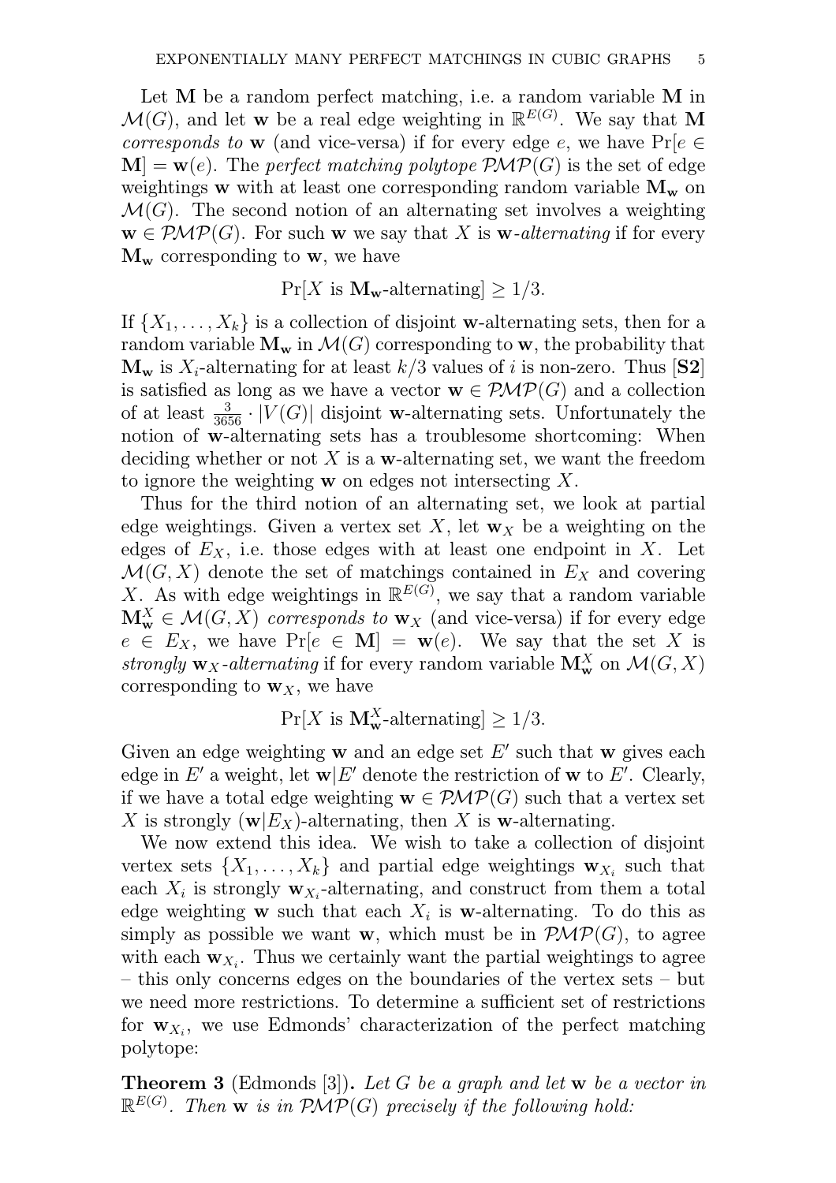Let $\mathbf{M}$ be a random perfect matching, i.e. a random variable $\mathbf{M}$ in $\mathcal{M}(G)$, and let $\mathbf{w}$ be a real edge weighting in $\mathbb{R}^{E(G)}$. We say that $\mathbf{M}$ *corresponds to* $\mathbf{w}$ (and vice-versa) if for every edge $e$, we have $\Pr[e \in \mathbf{M}] = \mathbf{w}(e)$. The *perfect matching polytope* $\mathcal{PMP}(G)$ is the set of edge weightings $\mathbf{w}$ with at least one corresponding random variable $\mathbf{M_w}$ on $\mathcal{M}(G)$. The second notion of an alternating set involves a weighting $\mathbf{w} \in \mathcal{PMP}(G)$. For such $\mathbf{w}$ we say that $X$ is $\mathbf{w}$*-alternating* if for every $\mathbf{M_w}$ corresponding to $\mathbf{w}$, we have

$$\Pr[X \text{ is } \mathbf{M_w}\text{-alternating}] \geq 1/3.$$

If $\{X_1, \ldots, X_k\}$ is a collection of disjoint $\mathbf{w}$-alternating sets, then for a random variable $\mathbf{M_w}$ in $\mathcal{M}(G)$ corresponding to $\mathbf{w}$, the probability that $\mathbf{M_w}$ is $X_i$-alternating for at least $k/3$ values of $i$ is non-zero. Thus [**S2**] is satisfied as long as we have a vector $\mathbf{w} \in \mathcal{PMP}(G)$ and a collection of at least $\frac{3}{3656} \cdot |V(G)|$ disjoint $\mathbf{w}$-alternating sets. Unfortunately the notion of $\mathbf{w}$-alternating sets has a troublesome shortcoming: When deciding whether or not $X$ is a $\mathbf{w}$-alternating set, we want the freedom to ignore the weighting $\mathbf{w}$ on edges not intersecting $X$.

Thus for the third notion of an alternating set, we look at partial edge weightings. Given a vertex set $X$, let $\mathbf{w}_X$ be a weighting on the edges of $E_X$, i.e. those edges with at least one endpoint in $X$. Let $\mathcal{M}(G, X)$ denote the set of matchings contained in $E_X$ and covering $X$. As with edge weightings in $\mathbb{R}^{E(G)}$, we say that a random variable $\mathbf{M}^X_\mathbf{w} \in \mathcal{M}(G, X)$ *corresponds to* $\mathbf{w}_X$ (and vice-versa) if for every edge $e \in E_X$, we have $\Pr[e \in \mathbf{M}] = \mathbf{w}(e)$. We say that the set $X$ is *strongly* $\mathbf{w}_X$*-alternating* if for every random variable $\mathbf{M}^X_\mathbf{w}$ on $\mathcal{M}(G, X)$ corresponding to $\mathbf{w}_X$, we have

$$\Pr[X \text{ is } \mathbf{M}^X_\mathbf{w}\text{-alternating}] \geq 1/3.$$

Given an edge weighting $\mathbf{w}$ and an edge set $E'$ such that $\mathbf{w}$ gives each edge in $E'$ a weight, let $\mathbf{w}|E'$ denote the restriction of $\mathbf{w}$ to $E'$. Clearly, if we have a total edge weighting $\mathbf{w} \in \mathcal{PMP}(G)$ such that a vertex set $X$ is strongly $(\mathbf{w}|E_X)$-alternating, then $X$ is $\mathbf{w}$-alternating.

We now extend this idea. We wish to take a collection of disjoint vertex sets $\{X_1, \ldots, X_k\}$ and partial edge weightings $\mathbf{w}_{X_i}$ such that each $X_i$ is strongly $\mathbf{w}_{X_i}$-alternating, and construct from them a total edge weighting $\mathbf{w}$ such that each $X_i$ is $\mathbf{w}$-alternating. To do this as simply as possible we want $\mathbf{w}$, which must be in $\mathcal{PMP}(G)$, to agree with each $\mathbf{w}_{X_i}$. Thus we certainly want the partial weightings to agree – this only concerns edges on the boundaries of the vertex sets – but we need more restrictions. To determine a sufficient set of restrictions for $\mathbf{w}_{X_i}$, we use Edmonds' characterization of the perfect matching polytope:

**Theorem 3** (Edmonds [3]). *Let $G$ be a graph and let $\mathbf{w}$ be a vector in $\mathbb{R}^{E(G)}$. Then $\mathbf{w}$ is in $\mathcal{PMP}(G)$ precisely if the following hold:*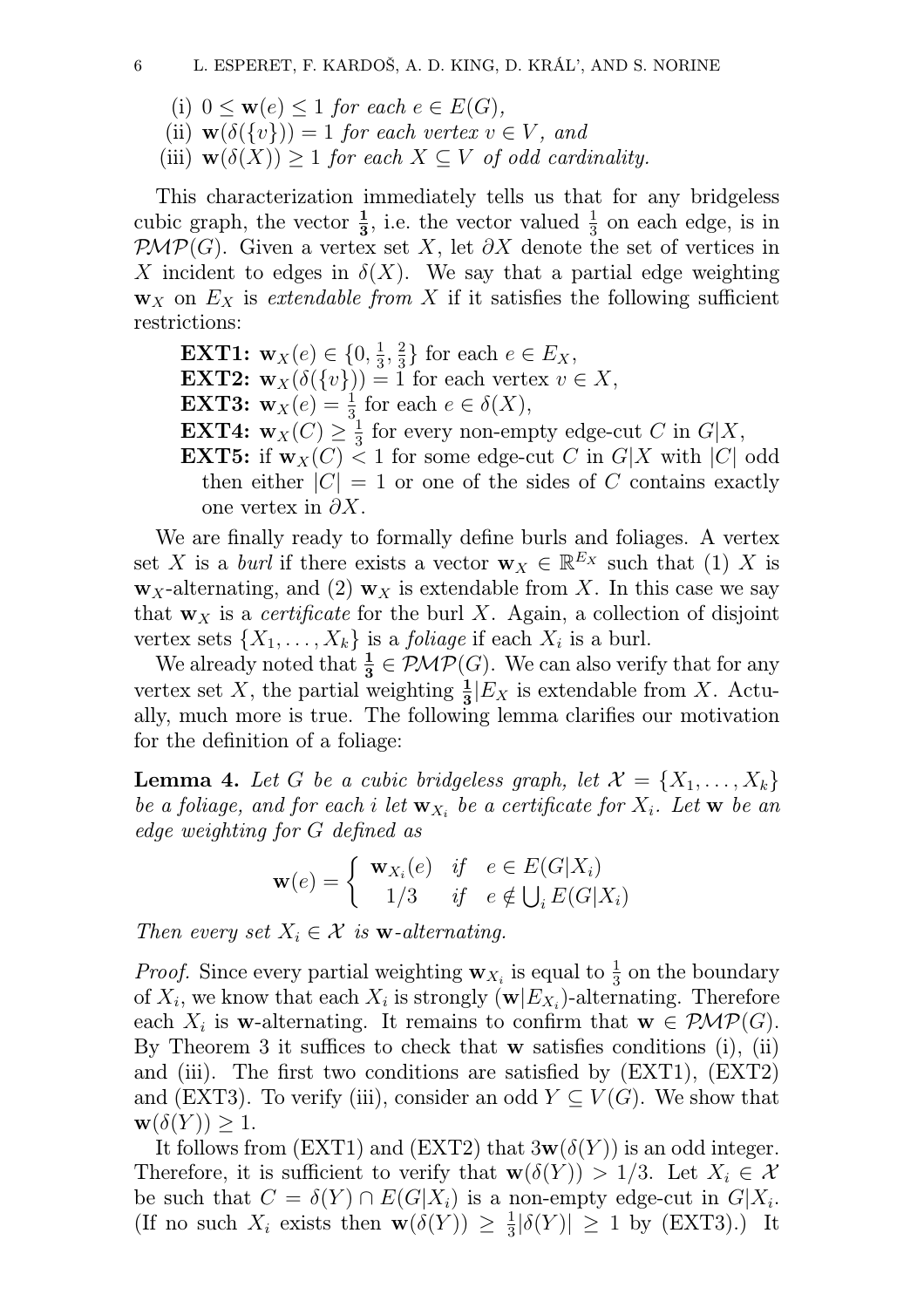(i) $0 \leq \mathbf{w}(e) \leq 1$ *for each* $e \in E(G)$,

(ii) $\mathbf{w}(\delta(\{v\})) = 1$ *for each vertex* $v \in V$, *and*

(iii) $\mathbf{w}(\delta(X)) \geq 1$ *for each* $X \subseteq V$ *of odd cardinality.*

This characterization immediately tells us that for any bridgeless cubic graph, the vector $\frac{\mathbf{1}}{\mathbf{3}}$, i.e. the vector valued $\frac{1}{3}$ on each edge, is in $\mathcal{PMP}(G)$. Given a vertex set $X$, let $\partial X$ denote the set of vertices in $X$ incident to edges in $\delta(X)$. We say that a partial edge weighting $\mathbf{w}_X$ on $E_X$ is *extendable from* $X$ if it satisfies the following sufficient restrictions:

**EXT1:** $\mathbf{w}_X(e) \in \{0, \frac{1}{3}, \frac{2}{3}\}$ for each $e \in E_X$,
**EXT2:** $\mathbf{w}_X(\delta(\{v\})) = 1$ for each vertex $v \in X$,
**EXT3:** $\mathbf{w}_X(e) = \frac{1}{3}$ for each $e \in \delta(X)$,
**EXT4:** $\mathbf{w}_X(C) \geq \frac{1}{3}$ for every non-empty edge-cut $C$ in $G|X$,
**EXT5:** if $\mathbf{w}_X(C) < 1$ for some edge-cut $C$ in $G|X$ with $|C|$ odd then either $|C| = 1$ or one of the sides of $C$ contains exactly one vertex in $\partial X$.

We are finally ready to formally define burls and foliages. A vertex set $X$ is a *burl* if there exists a vector $\mathbf{w}_X \in \mathbb{R}^{E_X}$ such that (1) $X$ is $\mathbf{w}_X$-alternating, and (2) $\mathbf{w}_X$ is extendable from $X$. In this case we say that $\mathbf{w}_X$ is a *certificate* for the burl $X$. Again, a collection of disjoint vertex sets $\{X_1, \ldots, X_k\}$ is a *foliage* if each $X_i$ is a burl.

We already noted that $\frac{\mathbf{1}}{\mathbf{3}} \in \mathcal{PMP}(G)$. We can also verify that for any vertex set $X$, the partial weighting $\frac{\mathbf{1}}{\mathbf{3}}|E_X$ is extendable from $X$. Actually, much more is true. The following lemma clarifies our motivation for the definition of a foliage:

**Lemma 4.** *Let $G$ be a cubic bridgeless graph, let $\mathcal{X} = \{X_1, \ldots, X_k\}$ be a foliage, and for each $i$ let $\mathbf{w}_{X_i}$ be a certificate for $X_i$. Let $\mathbf{w}$ be an edge weighting for $G$ defined as*

$$\mathbf{w}(e) = \begin{cases} \mathbf{w}_{X_i}(e) & \text{if} \quad e \in E(G|X_i) \\ 1/3 & \text{if} \quad e \notin \bigcup_i E(G|X_i) \end{cases}$$

*Then every set $X_i \in \mathcal{X}$ is $\mathbf{w}$-alternating.*

*Proof.* Since every partial weighting $\mathbf{w}_{X_i}$ is equal to $\frac{1}{3}$ on the boundary of $X_i$, we know that each $X_i$ is strongly $(\mathbf{w}|E_{X_i})$-alternating. Therefore each $X_i$ is $\mathbf{w}$-alternating. It remains to confirm that $\mathbf{w} \in \mathcal{PMP}(G)$. By Theorem 3 it suffices to check that $\mathbf{w}$ satisfies conditions (i), (ii) and (iii). The first two conditions are satisfied by (EXT1), (EXT2) and (EXT3). To verify (iii), consider an odd $Y \subseteq V(G)$. We show that $\mathbf{w}(\delta(Y)) \geq 1$.

It follows from (EXT1) and (EXT2) that $3\mathbf{w}(\delta(Y))$ is an odd integer. Therefore, it is sufficient to verify that $\mathbf{w}(\delta(Y)) > 1/3$. Let $X_i \in \mathcal{X}$ be such that $C = \delta(Y) \cap E(G|X_i)$ is a non-empty edge-cut in $G|X_i$. (If no such $X_i$ exists then $\mathbf{w}(\delta(Y)) \geq \frac{1}{3}|\delta(Y)| \geq 1$ by (EXT3).) It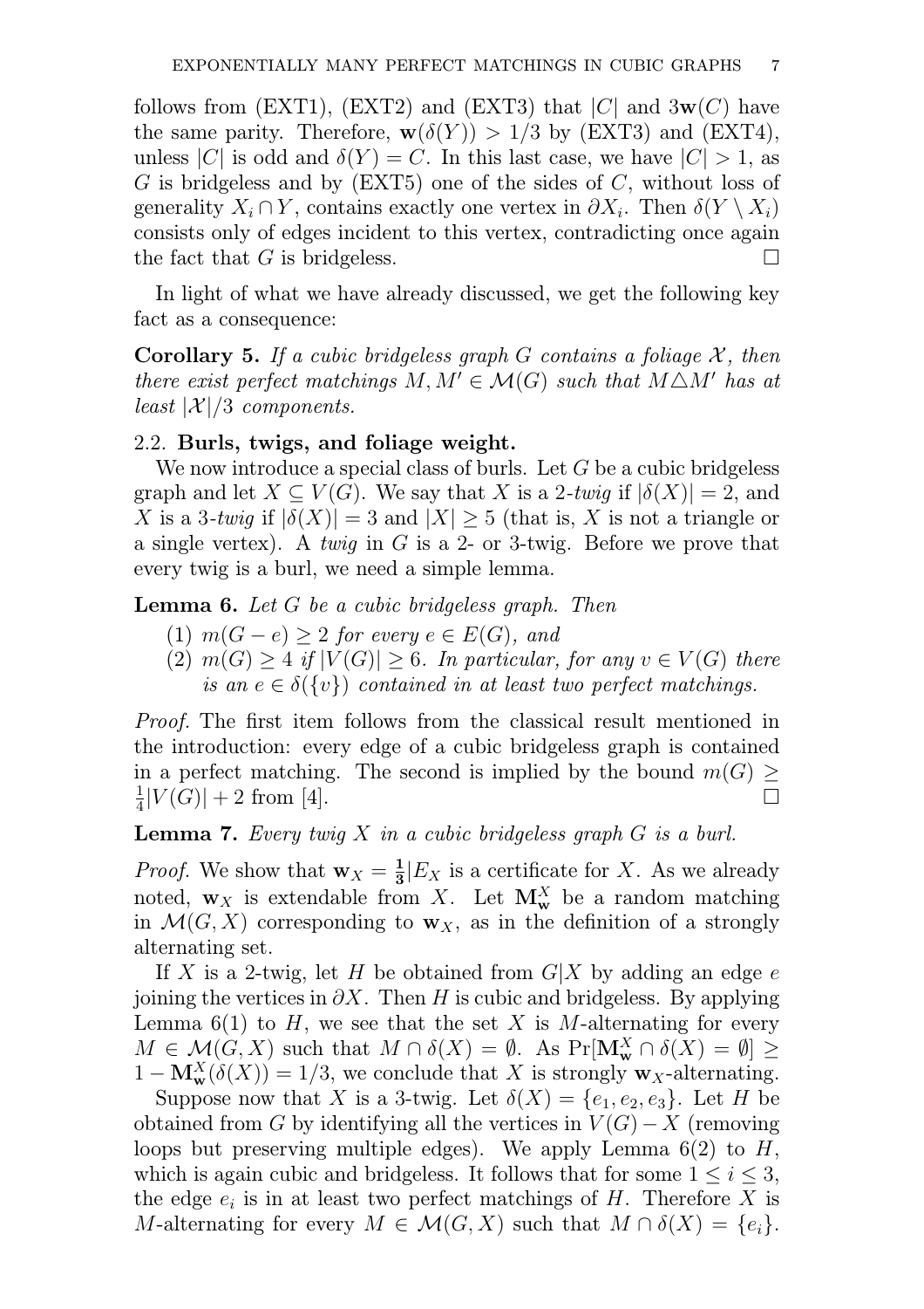follows from (EXT1), (EXT2) and (EXT3) that $|C|$ and $3\mathbf{w}(C)$ have the same parity. Therefore, $\mathbf{w}(\delta(Y)) > 1/3$ by (EXT3) and (EXT4), unless $|C|$ is odd and $\delta(Y) = C$. In this last case, we have $|C| > 1$, as $G$ is bridgeless and by (EXT5) one of the sides of $C$, without loss of generality $X_i \cap Y$, contains exactly one vertex in $\partial X_i$. Then $\delta(Y \setminus X_i)$ consists only of edges incident to this vertex, contradicting once again the fact that $G$ is bridgeless. □

In light of what we have already discussed, we get the following key fact as a consequence:

**Corollary 5.** *If a cubic bridgeless graph $G$ contains a foliage $\mathcal{X}$, then there exist perfect matchings $M, M' \in \mathcal{M}(G)$ such that $M \triangle M'$ has at least $|\mathcal{X}|/3$ components.*

### 2.2. Burls, twigs, and foliage weight.

We now introduce a special class of burls. Let $G$ be a cubic bridgeless graph and let $X \subseteq V(G)$. We say that $X$ is a *2-twig* if $|\delta(X)| = 2$, and $X$ is a *3-twig* if $|\delta(X)| = 3$ and $|X| \geq 5$ (that is, $X$ is not a triangle or a single vertex). A *twig* in $G$ is a 2- or 3-twig. Before we prove that every twig is a burl, we need a simple lemma.

**Lemma 6.** *Let $G$ be a cubic bridgeless graph. Then*

1. *$m(G - e) \geq 2$ for every $e \in E(G)$, and*
2. *$m(G) \geq 4$ if $|V(G)| \geq 6$. In particular, for any $v \in V(G)$ there is an $e \in \delta(\{v\})$ contained in at least two perfect matchings.*

*Proof.* The first item follows from the classical result mentioned in the introduction: every edge of a cubic bridgeless graph is contained in a perfect matching. The second is implied by the bound $m(G) \geq \frac{1}{4}|V(G)| + 2$ from [4]. □

**Lemma 7.** *Every twig $X$ in a cubic bridgeless graph $G$ is a burl.*

*Proof.* We show that $\mathbf{w}_X = \mathbf{\frac{1}{3}}|E_X$ is a certificate for $X$. As we already noted, $\mathbf{w}_X$ is extendable from $X$. Let $\mathbf{M}^X_\mathbf{w}$ be a random matching in $\mathcal{M}(G, X)$ corresponding to $\mathbf{w}_X$, as in the definition of a strongly alternating set.

If $X$ is a 2-twig, let $H$ be obtained from $G|X$ by adding an edge $e$ joining the vertices in $\partial X$. Then $H$ is cubic and bridgeless. By applying Lemma 6(1) to $H$, we see that the set $X$ is $M$-alternating for every $M \in \mathcal{M}(G, X)$ such that $M \cap \delta(X) = \emptyset$. As $\Pr[\mathbf{M}^X_\mathbf{w} \cap \delta(X) = \emptyset] \geq 1 - \mathbf{M}^X_\mathbf{w}(\delta(X)) = 1/3$, we conclude that $X$ is strongly $\mathbf{w}_X$-alternating.

Suppose now that $X$ is a 3-twig. Let $\delta(X) = \{e_1, e_2, e_3\}$. Let $H$ be obtained from $G$ by identifying all the vertices in $V(G) - X$ (removing loops but preserving multiple edges). We apply Lemma 6(2) to $H$, which is again cubic and bridgeless. It follows that for some $1 \leq i \leq 3$, the edge $e_i$ is in at least two perfect matchings of $H$. Therefore $X$ is $M$-alternating for every $M \in \mathcal{M}(G, X)$ such that $M \cap \delta(X) = \{e_i\}$.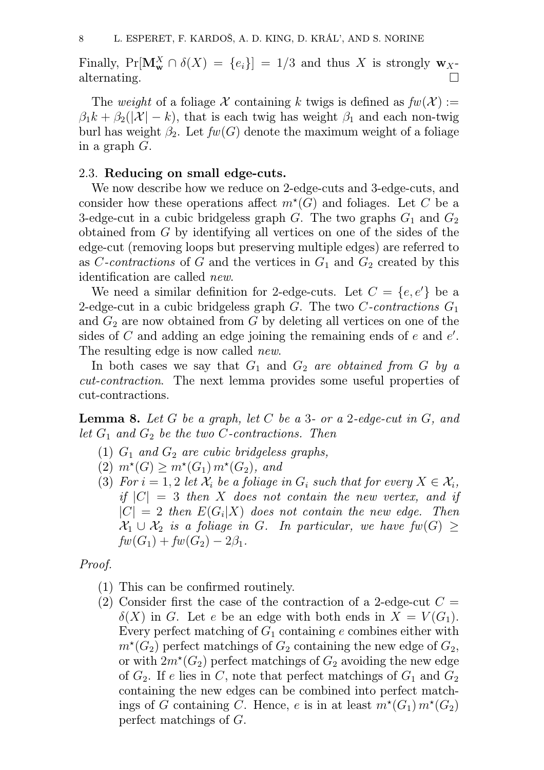Finally, $\Pr[\mathbf{M}_\mathbf{w}^X \cap \delta(X) = \{e_i\}] = 1/3$ and thus $X$ is strongly $\mathbf{w}_X$-alternating. $\square$

The *weight* of a foliage $\mathcal{X}$ containing $k$ twigs is defined as $fw(\mathcal{X}) := \beta_1 k + \beta_2(|\mathcal{X}| - k)$, that is each twig has weight $\beta_1$ and each non-twig burl has weight $\beta_2$. Let $fw(G)$ denote the maximum weight of a foliage in a graph $G$.

### 2.3. Reducing on small edge-cuts.

We now describe how we reduce on 2-edge-cuts and 3-edge-cuts, and consider how these operations affect $m^\star(G)$ and foliages. Let $C$ be a 3-edge-cut in a cubic bridgeless graph $G$. The two graphs $G_1$ and $G_2$ obtained from $G$ by identifying all vertices on one of the sides of the edge-cut (removing loops but preserving multiple edges) are referred to as *$C$-contractions* of $G$ and the vertices in $G_1$ and $G_2$ created by this identification are called *new*.

We need a similar definition for 2-edge-cuts. Let $C = \{e, e'\}$ be a 2-edge-cut in a cubic bridgeless graph $G$. The two *$C$-contractions* $G_1$ and $G_2$ are now obtained from $G$ by deleting all vertices on one of the sides of $C$ and adding an edge joining the remaining ends of $e$ and $e'$. The resulting edge is now called *new*.

In both cases we say that $G_1$ and $G_2$ *are obtained from $G$ by a cut-contraction*. The next lemma provides some useful properties of cut-contractions.

**Lemma 8.** *Let $G$ be a graph, let $C$ be a 3- or a 2-edge-cut in $G$, and let $G_1$ and $G_2$ be the two $C$-contractions. Then*

1. *$G_1$ and $G_2$ are cubic bridgeless graphs,*
2. *$m^\star(G) \geq m^\star(G_1)\, m^\star(G_2)$, and*
3. *For $i = 1, 2$ let $\mathcal{X}_i$ be a foliage in $G_i$ such that for every $X \in \mathcal{X}_i$, if $|C| = 3$ then $X$ does not contain the new vertex, and if $|C| = 2$ then $E(G_i|X)$ does not contain the new edge. Then $\mathcal{X}_1 \cup \mathcal{X}_2$ is a foliage in $G$. In particular, we have $fw(G) \geq fw(G_1) + fw(G_2) - 2\beta_1$.*

*Proof.*

1. This can be confirmed routinely.
2. Consider first the case of the contraction of a 2-edge-cut $C = \delta(X)$ in $G$. Let $e$ be an edge with both ends in $X = V(G_1)$. Every perfect matching of $G_1$ containing $e$ combines either with $m^\star(G_2)$ perfect matchings of $G_2$ containing the new edge of $G_2$, or with $2m^\star(G_2)$ perfect matchings of $G_2$ avoiding the new edge of $G_2$. If $e$ lies in $C$, note that perfect matchings of $G_1$ and $G_2$ containing the new edges can be combined into perfect matchings of $G$ containing $C$. Hence, $e$ is in at least $m^\star(G_1)\, m^\star(G_2)$ perfect matchings of $G$.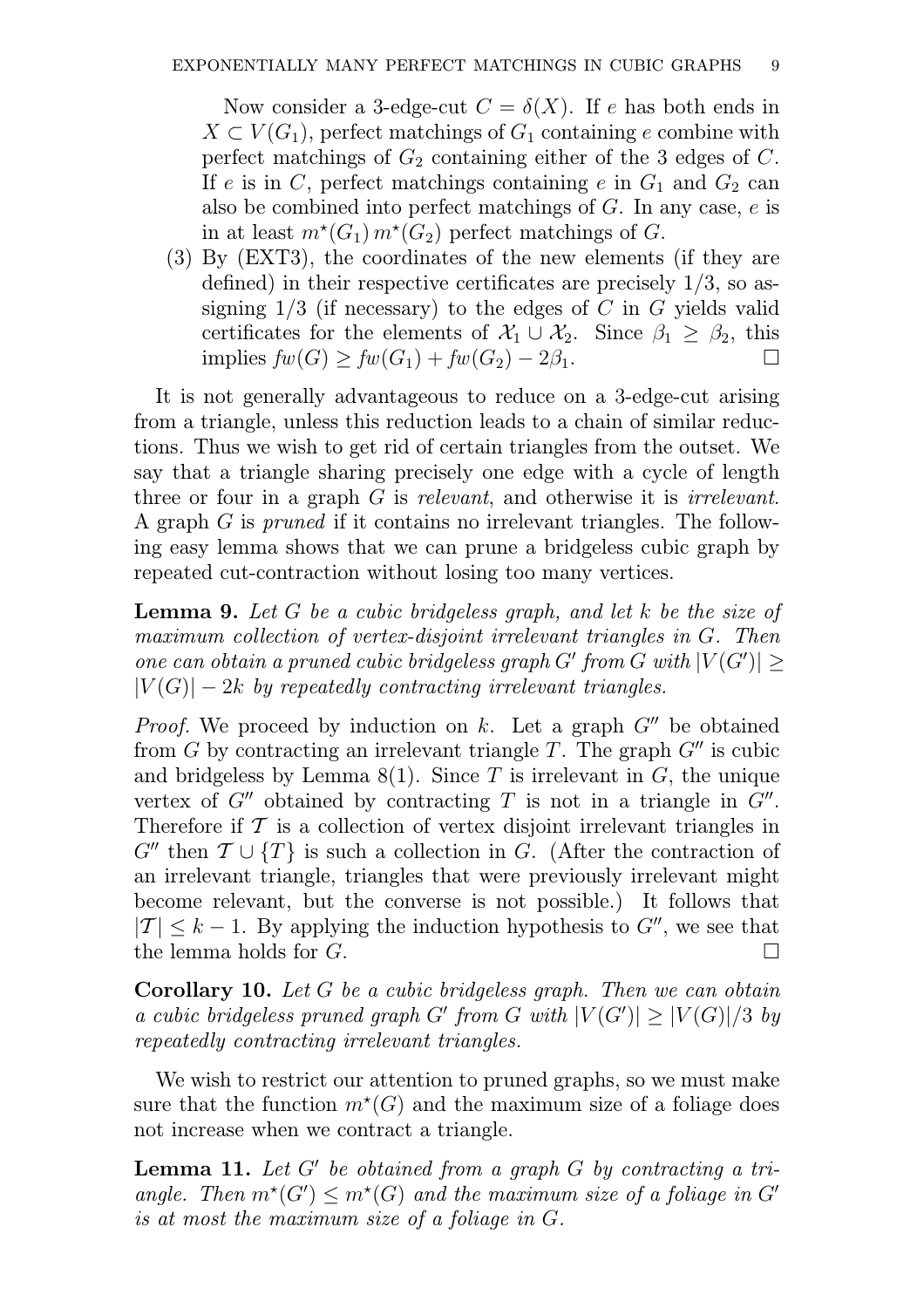Now consider a 3-edge-cut $C = \delta(X)$. If $e$ has both ends in $X \subset V(G_1)$, perfect matchings of $G_1$ containing $e$ combine with perfect matchings of $G_2$ containing either of the 3 edges of $C$. If $e$ is in $C$, perfect matchings containing $e$ in $G_1$ and $G_2$ can also be combined into perfect matchings of $G$. In any case, $e$ is in at least $m^\star(G_1)\, m^\star(G_2)$ perfect matchings of $G$.

(3) By (EXT3), the coordinates of the new elements (if they are defined) in their respective certificates are precisely $1/3$, so assigning $1/3$ (if necessary) to the edges of $C$ in $G$ yields valid certificates for the elements of $\mathcal{X}_1 \cup \mathcal{X}_2$. Since $\beta_1 \geq \beta_2$, this implies $fw(G) \geq fw(G_1) + fw(G_2) - 2\beta_1$. □

It is not generally advantageous to reduce on a 3-edge-cut arising from a triangle, unless this reduction leads to a chain of similar reductions. Thus we wish to get rid of certain triangles from the outset. We say that a triangle sharing precisely one edge with a cycle of length three or four in a graph $G$ is *relevant*, and otherwise it is *irrelevant*. A graph $G$ is *pruned* if it contains no irrelevant triangles. The following easy lemma shows that we can prune a bridgeless cubic graph by repeated cut-contraction without losing too many vertices.

**Lemma 9.** *Let $G$ be a cubic bridgeless graph, and let $k$ be the size of maximum collection of vertex-disjoint irrelevant triangles in $G$. Then one can obtain a pruned cubic bridgeless graph $G'$ from $G$ with $|V(G')| \geq |V(G)| - 2k$ by repeatedly contracting irrelevant triangles.*

*Proof.* We proceed by induction on $k$. Let a graph $G''$ be obtained from $G$ by contracting an irrelevant triangle $T$. The graph $G''$ is cubic and bridgeless by Lemma 8(1). Since $T$ is irrelevant in $G$, the unique vertex of $G''$ obtained by contracting $T$ is not in a triangle in $G''$. Therefore if $\mathcal{T}$ is a collection of vertex disjoint irrelevant triangles in $G''$ then $\mathcal{T} \cup \{T\}$ is such a collection in $G$. (After the contraction of an irrelevant triangle, triangles that were previously irrelevant might become relevant, but the converse is not possible.) It follows that $|\mathcal{T}| \leq k - 1$. By applying the induction hypothesis to $G''$, we see that the lemma holds for $G$. □

**Corollary 10.** *Let $G$ be a cubic bridgeless graph. Then we can obtain a cubic bridgeless pruned graph $G'$ from $G$ with $|V(G')| \geq |V(G)|/3$ by repeatedly contracting irrelevant triangles.*

We wish to restrict our attention to pruned graphs, so we must make sure that the function $m^\star(G)$ and the maximum size of a foliage does not increase when we contract a triangle.

**Lemma 11.** *Let $G'$ be obtained from a graph $G$ by contracting a triangle. Then $m^\star(G') \leq m^\star(G)$ and the maximum size of a foliage in $G'$ is at most the maximum size of a foliage in $G$.*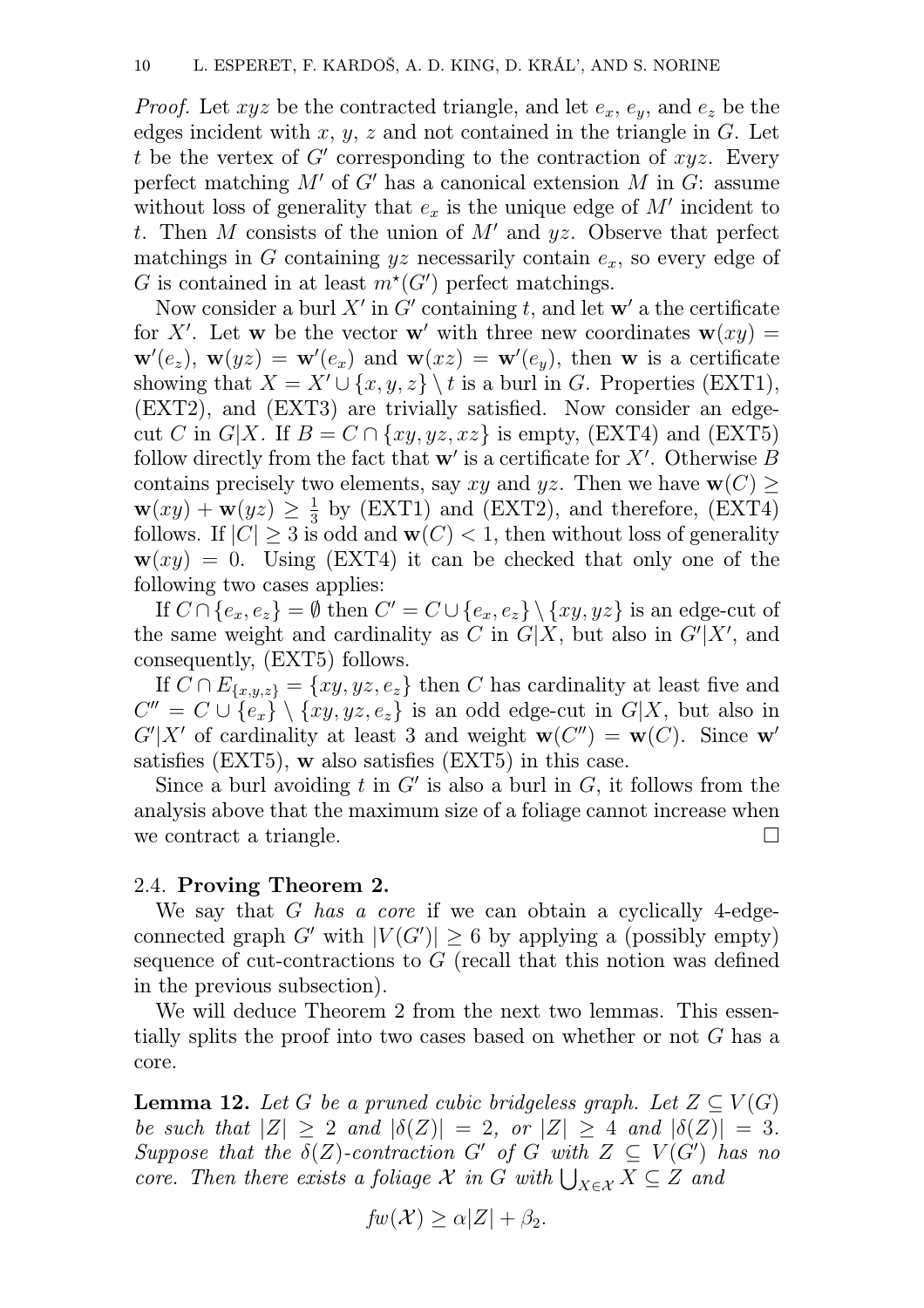*Proof.* Let $xyz$ be the contracted triangle, and let $e_x$, $e_y$, and $e_z$ be the edges incident with $x$, $y$, $z$ and not contained in the triangle in $G$. Let $t$ be the vertex of $G'$ corresponding to the contraction of $xyz$. Every perfect matching $M'$ of $G'$ has a canonical extension $M$ in $G$: assume without loss of generality that $e_x$ is the unique edge of $M'$ incident to $t$. Then $M$ consists of the union of $M'$ and $yz$. Observe that perfect matchings in $G$ containing $yz$ necessarily contain $e_x$, so every edge of $G$ is contained in at least $m^\star(G')$ perfect matchings.

Now consider a burl $X'$ in $G'$ containing $t$, and let $\mathbf{w}'$ a the certificate for $X'$. Let $\mathbf{w}$ be the vector $\mathbf{w}'$ with three new coordinates $\mathbf{w}(xy) = \mathbf{w}'(e_z)$, $\mathbf{w}(yz) = \mathbf{w}'(e_x)$ and $\mathbf{w}(xz) = \mathbf{w}'(e_y)$, then $\mathbf{w}$ is a certificate showing that $X = X' \cup \{x, y, z\} \setminus t$ is a burl in $G$. Properties (EXT1), (EXT2), and (EXT3) are trivially satisfied. Now consider an edge-cut $C$ in $G|X$. If $B = C \cap \{xy, yz, xz\}$ is empty, (EXT4) and (EXT5) follow directly from the fact that $\mathbf{w}'$ is a certificate for $X'$. Otherwise $B$ contains precisely two elements, say $xy$ and $yz$. Then we have $\mathbf{w}(C) \geq \mathbf{w}(xy) + \mathbf{w}(yz) \geq \frac{1}{3}$ by (EXT1) and (EXT2), and therefore, (EXT4) follows. If $|C| \geq 3$ is odd and $\mathbf{w}(C) < 1$, then without loss of generality $\mathbf{w}(xy) = 0$. Using (EXT4) it can be checked that only one of the following two cases applies:

If $C \cap \{e_x, e_z\} = \emptyset$ then $C' = C \cup \{e_x, e_z\} \setminus \{xy, yz\}$ is an edge-cut of the same weight and cardinality as $C$ in $G|X$, but also in $G'|X'$, and consequently, (EXT5) follows.

If $C \cap E_{\{x,y,z\}} = \{xy, yz, e_z\}$ then $C$ has cardinality at least five and $C'' = C \cup \{e_x\} \setminus \{xy, yz, e_z\}$ is an odd edge-cut in $G|X$, but also in $G'|X'$ of cardinality at least 3 and weight $\mathbf{w}(C'') = \mathbf{w}(C)$. Since $\mathbf{w}'$ satisfies (EXT5), $\mathbf{w}$ also satisfies (EXT5) in this case.

Since a burl avoiding $t$ in $G'$ is also a burl in $G$, it follows from the analysis above that the maximum size of a foliage cannot increase when we contract a triangle. $\square$

### 2.4. **Proving Theorem 2.**

We say that $G$ *has a core* if we can obtain a cyclically 4-edge-connected graph $G'$ with $|V(G')| \geq 6$ by applying a (possibly empty) sequence of cut-contractions to $G$ (recall that this notion was defined in the previous subsection).

We will deduce Theorem 2 from the next two lemmas. This essentially splits the proof into two cases based on whether or not $G$ has a core.

**Lemma 12.** *Let $G$ be a pruned cubic bridgeless graph. Let $Z \subseteq V(G)$ be such that $|Z| \geq 2$ and $|\delta(Z)| = 2$, or $|Z| \geq 4$ and $|\delta(Z)| = 3$. Suppose that the $\delta(Z)$-contraction $G'$ of $G$ with $Z \subseteq V(G')$ has no core. Then there exists a foliage $\mathcal{X}$ in $G$ with $\bigcup_{X \in \mathcal{X}} X \subseteq Z$ and*

$$fw(\mathcal{X}) \geq \alpha|Z| + \beta_2.$$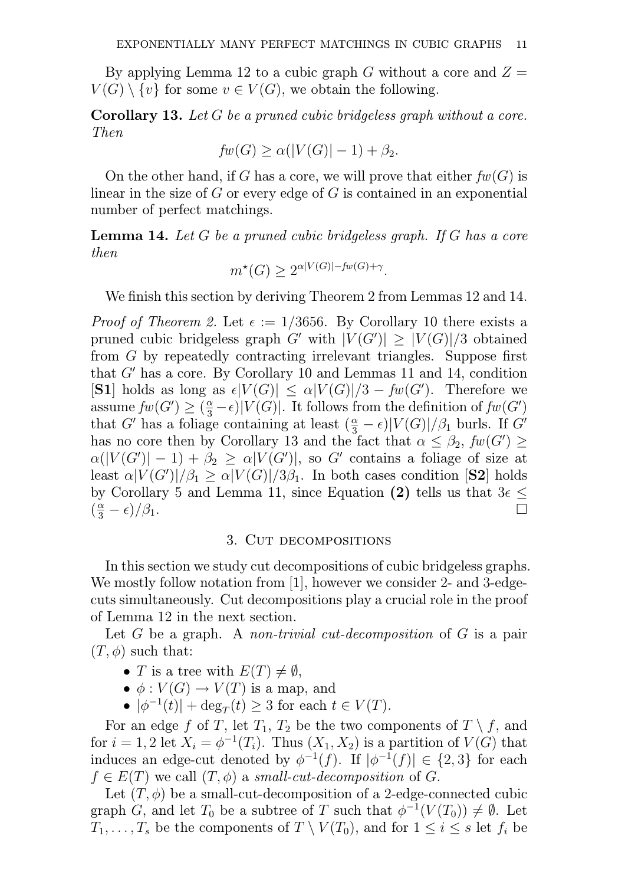By applying Lemma 12 to a cubic graph $G$ without a core and $Z = V(G) \setminus \{v\}$ for some $v \in V(G)$, we obtain the following.

**Corollary 13.** *Let $G$ be a pruned cubic bridgeless graph without a core. Then*

$$fw(G) \geq \alpha(|V(G)| - 1) + \beta_2.$$

On the other hand, if $G$ has a core, we will prove that either $fw(G)$ is linear in the size of $G$ or every edge of $G$ is contained in an exponential number of perfect matchings.

**Lemma 14.** *Let $G$ be a pruned cubic bridgeless graph. If $G$ has a core then*

$$m^{\star}(G) \geq 2^{\alpha|V(G)| - fw(G) + \gamma}.$$

We finish this section by deriving Theorem 2 from Lemmas 12 and 14.

*Proof of Theorem 2.* Let $\epsilon := 1/3656$. By Corollary 10 there exists a pruned cubic bridgeless graph $G'$ with $|V(G')| \geq |V(G)|/3$ obtained from $G$ by repeatedly contracting irrelevant triangles. Suppose first that $G'$ has a core. By Corollary 10 and Lemmas 11 and 14, condition [**S1**] holds as long as $\epsilon|V(G)| \leq \alpha|V(G)|/3 - fw(G')$. Therefore we assume $fw(G') \geq (\frac{\alpha}{3} - \epsilon)|V(G)|$. It follows from the definition of $fw(G')$ that $G'$ has a foliage containing at least $(\frac{\alpha}{3} - \epsilon)|V(G)|/\beta_1$ burls. If $G'$ has no core then by Corollary 13 and the fact that $\alpha \leq \beta_2$, $fw(G') \geq \alpha(|V(G')| - 1) + \beta_2 \geq \alpha|V(G')|$, so $G'$ contains a foliage of size at least $\alpha|V(G')|/\beta_1 \geq \alpha|V(G)|/3\beta_1$. In both cases condition [**S2**] holds by Corollary 5 and Lemma 11, since Equation **(2)** tells us that $3\epsilon \leq (\frac{\alpha}{3} - \epsilon)/\beta_1$. $\square$

## 3. Cut decompositions

In this section we study cut decompositions of cubic bridgeless graphs. We mostly follow notation from [1], however we consider 2- and 3-edge-cuts simultaneously. Cut decompositions play a crucial role in the proof of Lemma 12 in the next section.

Let $G$ be a graph. A *non-trivial cut-decomposition* of $G$ is a pair $(T, \phi)$ such that:

- $T$ is a tree with $E(T) \neq \emptyset$,
- $\phi : V(G) \to V(T)$ is a map, and
- $|\phi^{-1}(t)| + \deg_T(t) \geq 3$ for each $t \in V(T)$.

For an edge $f$ of $T$, let $T_1$, $T_2$ be the two components of $T \setminus f$, and for $i = 1, 2$ let $X_i = \phi^{-1}(T_i)$. Thus $(X_1, X_2)$ is a partition of $V(G)$ that induces an edge-cut denoted by $\phi^{-1}(f)$. If $|\phi^{-1}(f)| \in \{2, 3\}$ for each $f \in E(T)$ we call $(T, \phi)$ a *small-cut-decomposition* of $G$.

Let $(T, \phi)$ be a small-cut-decomposition of a 2-edge-connected cubic graph $G$, and let $T_0$ be a subtree of $T$ such that $\phi^{-1}(V(T_0)) \neq \emptyset$. Let $T_1, \ldots, T_s$ be the components of $T \setminus V(T_0)$, and for $1 \leq i \leq s$ let $f_i$ be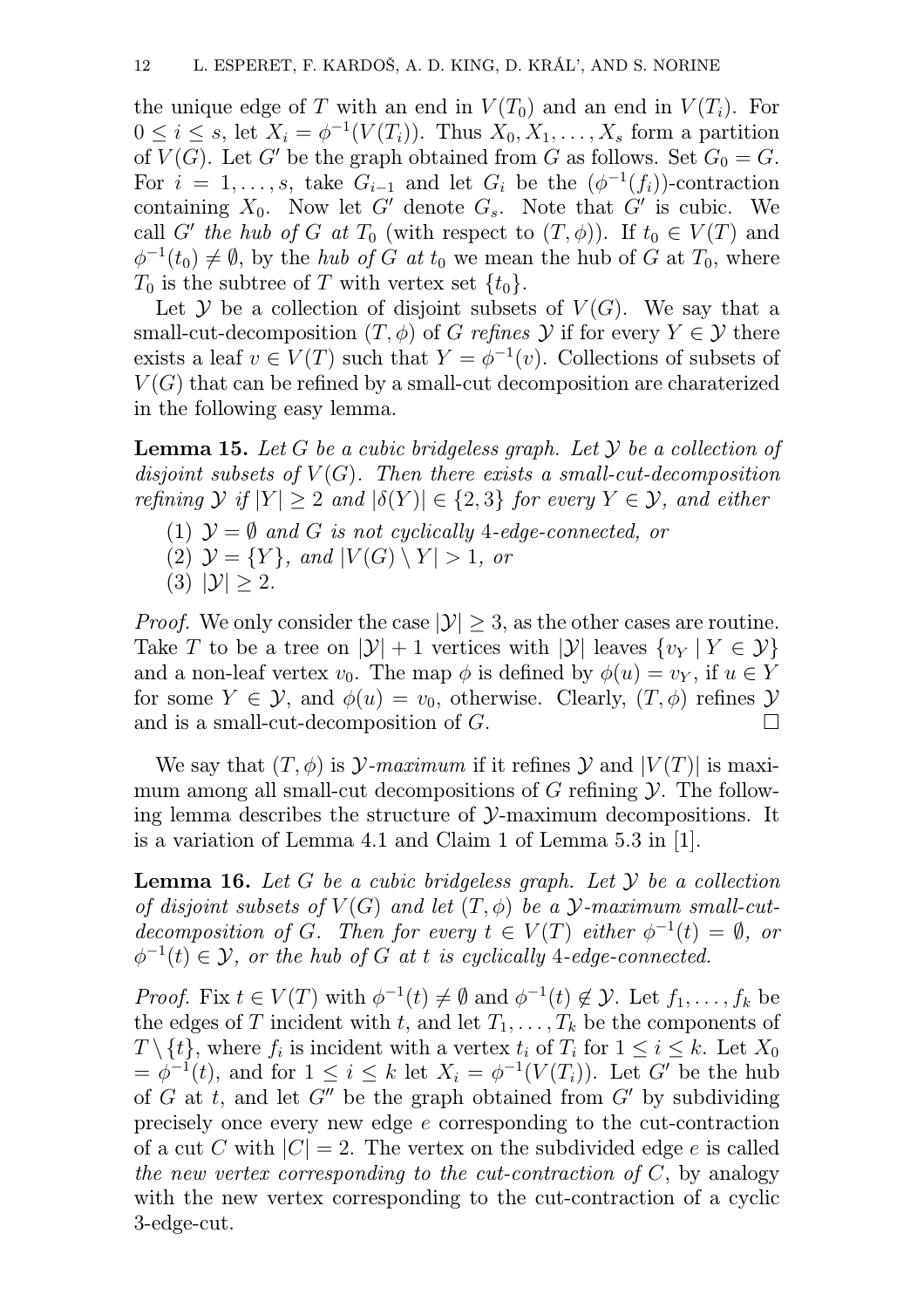the unique edge of $T$ with an end in $V(T_0)$ and an end in $V(T_i)$. For $0 \leq i \leq s$, let $X_i = \phi^{-1}(V(T_i))$. Thus $X_0, X_1, \ldots, X_s$ form a partition of $V(G)$. Let $G'$ be the graph obtained from $G$ as follows. Set $G_0 = G$. For $i = 1, \ldots, s$, take $G_{i-1}$ and let $G_i$ be the $(\phi^{-1}(f_i))$-contraction containing $X_0$. Now let $G'$ denote $G_s$. Note that $G'$ is cubic. We call $G'$ *the hub of* $G$ *at* $T_0$ (with respect to $(T, \phi)$). If $t_0 \in V(T)$ and $\phi^{-1}(t_0) \neq \emptyset$, by the *hub of* $G$ *at* $t_0$ we mean the hub of $G$ at $T_0$, where $T_0$ is the subtree of $T$ with vertex set $\{t_0\}$.

Let $\mathcal{Y}$ be a collection of disjoint subsets of $V(G)$. We say that a small-cut-decomposition $(T, \phi)$ of $G$ *refines* $\mathcal{Y}$ if for every $Y \in \mathcal{Y}$ there exists a leaf $v \in V(T)$ such that $Y = \phi^{-1}(v)$. Collections of subsets of $V(G)$ that can be refined by a small-cut decomposition are charaterized in the following easy lemma.

**Lemma 15.** *Let $G$ be a cubic bridgeless graph. Let $\mathcal{Y}$ be a collection of disjoint subsets of $V(G)$. Then there exists a small-cut-decomposition refining $\mathcal{Y}$ if $|Y| \geq 2$ and $|\delta(Y)| \in \{2, 3\}$ for every $Y \in \mathcal{Y}$, and either*

1. *$\mathcal{Y} = \emptyset$ and $G$ is not cyclically 4-edge-connected, or*
2. *$\mathcal{Y} = \{Y\}$, and $|V(G) \setminus Y| > 1$, or*
3. *$|\mathcal{Y}| \geq 2$.*

*Proof.* We only consider the case $|\mathcal{Y}| \geq 3$, as the other cases are routine. Take $T$ to be a tree on $|\mathcal{Y}| + 1$ vertices with $|\mathcal{Y}|$ leaves $\{v_Y \mid Y \in \mathcal{Y}\}$ and a non-leaf vertex $v_0$. The map $\phi$ is defined by $\phi(u) = v_Y$, if $u \in Y$ for some $Y \in \mathcal{Y}$, and $\phi(u) = v_0$, otherwise. Clearly, $(T, \phi)$ refines $\mathcal{Y}$ and is a small-cut-decomposition of $G$. $\square$

We say that $(T, \phi)$ is *$\mathcal{Y}$-maximum* if it refines $\mathcal{Y}$ and $|V(T)|$ is maximum among all small-cut decompositions of $G$ refining $\mathcal{Y}$. The following lemma describes the structure of $\mathcal{Y}$-maximum decompositions. It is a variation of Lemma 4.1 and Claim 1 of Lemma 5.3 in [1].

**Lemma 16.** *Let $G$ be a cubic bridgeless graph. Let $\mathcal{Y}$ be a collection of disjoint subsets of $V(G)$ and let $(T, \phi)$ be a $\mathcal{Y}$-maximum small-cut-decomposition of $G$. Then for every $t \in V(T)$ either $\phi^{-1}(t) = \emptyset$, or $\phi^{-1}(t) \in \mathcal{Y}$, or the hub of $G$ at $t$ is cyclically 4-edge-connected.*

*Proof.* Fix $t \in V(T)$ with $\phi^{-1}(t) \neq \emptyset$ and $\phi^{-1}(t) \notin \mathcal{Y}$. Let $f_1, \ldots, f_k$ be the edges of $T$ incident with $t$, and let $T_1, \ldots, T_k$ be the components of $T \setminus \{t\}$, where $f_i$ is incident with a vertex $t_i$ of $T_i$ for $1 \leq i \leq k$. Let $X_0 = \phi^{-1}(t)$, and for $1 \leq i \leq k$ let $X_i = \phi^{-1}(V(T_i))$. Let $G'$ be the hub of $G$ at $t$, and let $G''$ be the graph obtained from $G'$ by subdividing precisely once every new edge $e$ corresponding to the cut-contraction of a cut $C$ with $|C| = 2$. The vertex on the subdivided edge $e$ is called *the new vertex corresponding to the cut-contraction of* $C$, by analogy with the new vertex corresponding to the cut-contraction of a cyclic 3-edge-cut.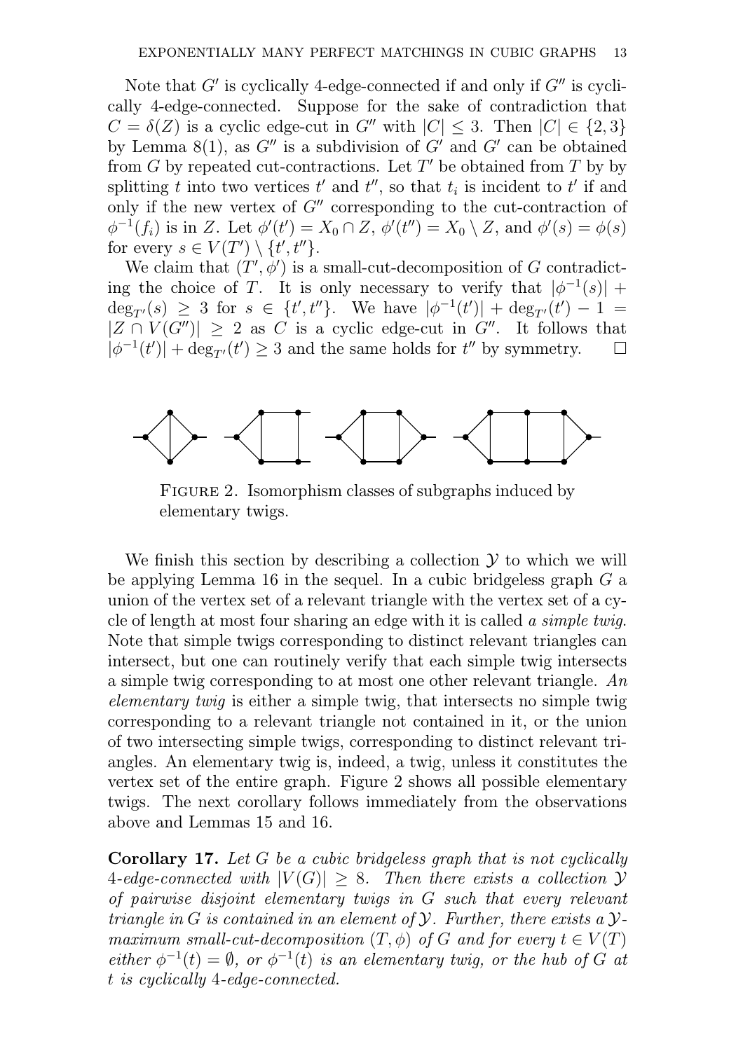Note that $G'$ is cyclically 4-edge-connected if and only if $G''$ is cyclically 4-edge-connected. Suppose for the sake of contradiction that $C = \delta(Z)$ is a cyclic edge-cut in $G''$ with $|C| \leq 3$. Then $|C| \in \{2, 3\}$ by Lemma 8(1), as $G''$ is a subdivision of $G'$ and $G'$ can be obtained from $G$ by repeated cut-contractions. Let $T'$ be obtained from $T$ by by splitting $t$ into two vertices $t'$ and $t''$, so that $t_i$ is incident to $t'$ if and only if the new vertex of $G''$ corresponding to the cut-contraction of $\phi^{-1}(f_i)$ is in $Z$. Let $\phi'(t') = X_0 \cap Z$, $\phi'(t'') = X_0 \setminus Z$, and $\phi'(s) = \phi(s)$ for every $s \in V(T') \setminus \{t', t''\}$.

We claim that $(T', \phi')$ is a small-cut-decomposition of $G$ contradicting the choice of $T$. It is only necessary to verify that $|\phi^{-1}(s)| + \deg_{T'}(s) \geq 3$ for $s \in \{t', t''\}$. We have $|\phi^{-1}(t')| + \deg_{T'}(t') - 1 = |Z \cap V(G'')| \geq 2$ as $C$ is a cyclic edge-cut in $G''$. It follows that $|\phi^{-1}(t')| + \deg_{T'}(t') \geq 3$ and the same holds for $t''$ by symmetry. □

Figure 2. Isomorphism classes of subgraphs induced by elementary twigs.

We finish this section by describing a collection $\mathcal{Y}$ to which we will be applying Lemma 16 in the sequel. In a cubic bridgeless graph $G$ a union of the vertex set of a relevant triangle with the vertex set of a cycle of length at most four sharing an edge with it is called *a simple twig*. Note that simple twigs corresponding to distinct relevant triangles can intersect, but one can routinely verify that each simple twig intersects a simple twig corresponding to at most one other relevant triangle. *An elementary twig* is either a simple twig, that intersects no simple twig corresponding to a relevant triangle not contained in it, or the union of two intersecting simple twigs, corresponding to distinct relevant triangles. An elementary twig is, indeed, a twig, unless it constitutes the vertex set of the entire graph. Figure 2 shows all possible elementary twigs. The next corollary follows immediately from the observations above and Lemmas 15 and 16.

**Corollary 17.** *Let $G$ be a cubic bridgeless graph that is not cyclically 4-edge-connected with $|V(G)| \geq 8$. Then there exists a collection $\mathcal{Y}$ of pairwise disjoint elementary twigs in $G$ such that every relevant triangle in $G$ is contained in an element of $\mathcal{Y}$. Further, there exists a $\mathcal{Y}$-maximum small-cut-decomposition $(T, \phi)$ of $G$ and for every $t \in V(T)$ either $\phi^{-1}(t) = \emptyset$, or $\phi^{-1}(t)$ is an elementary twig, or the hub of $G$ at $t$ is cyclically 4-edge-connected.*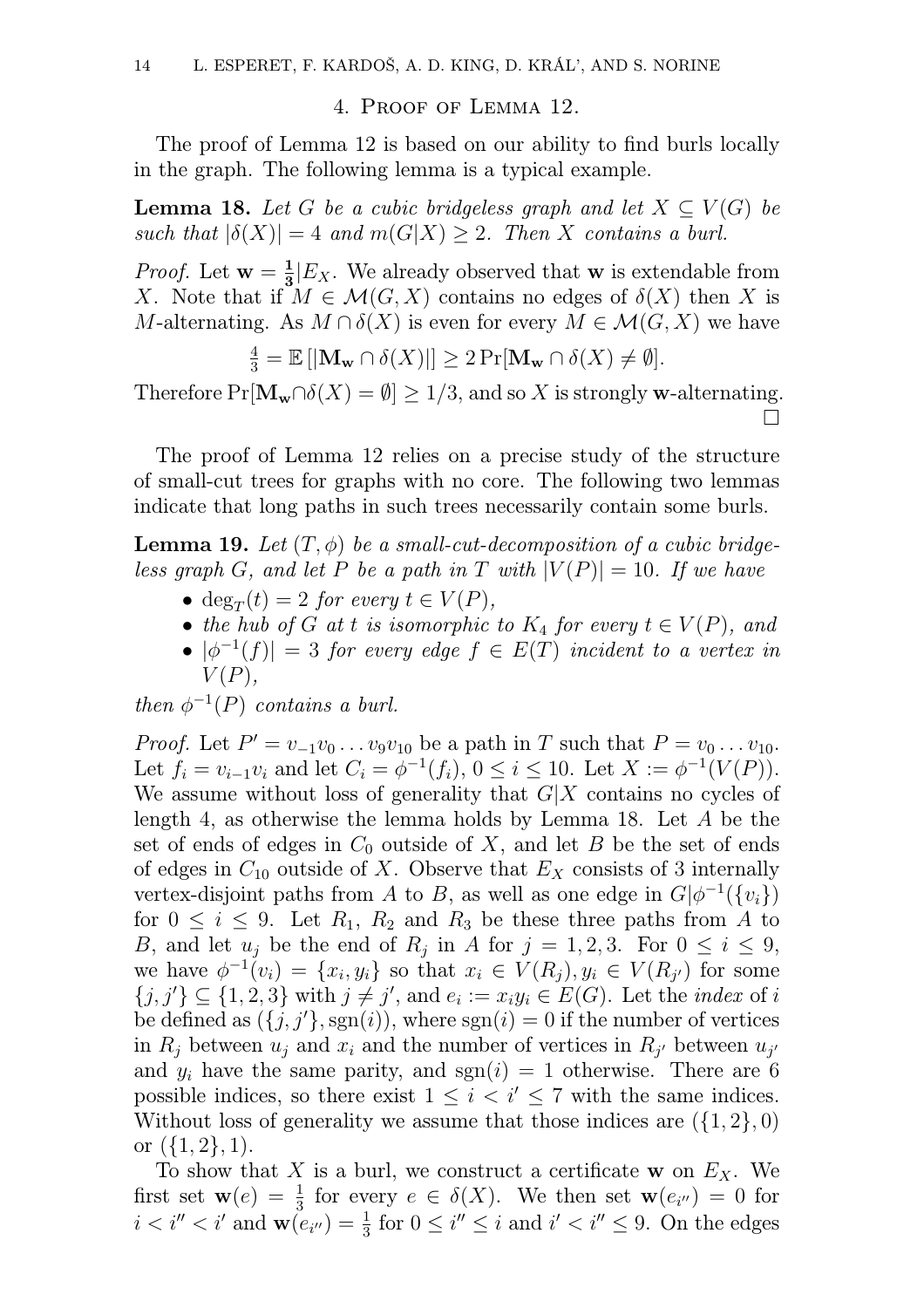## 4. Proof of Lemma 12.

The proof of Lemma 12 is based on our ability to find burls locally in the graph. The following lemma is a typical example.

**Lemma 18.** *Let $G$ be a cubic bridgeless graph and let $X \subseteq V(G)$ be such that $|\delta(X)| = 4$ and $m(G|X) \geq 2$. Then $X$ contains a burl.*

*Proof.* Let $\mathbf{w} = \frac{1}{3}|E_X$. We already observed that $\mathbf{w}$ is extendable from $X$. Note that if $M \in \mathcal{M}(G, X)$ contains no edges of $\delta(X)$ then $X$ is $M$-alternating. As $M \cap \delta(X)$ is even for every $M \in \mathcal{M}(G, X)$ we have

$$\tfrac{4}{3} = \mathbb{E}\left[|\mathbf{M}_\mathbf{w} \cap \delta(X)|\right] \geq 2 \Pr[\mathbf{M}_\mathbf{w} \cap \delta(X) \neq \emptyset].$$

Therefore $\Pr[\mathbf{M}_\mathbf{w} \cap \delta(X) = \emptyset] \geq 1/3$, and so $X$ is strongly $\mathbf{w}$-alternating. □

The proof of Lemma 12 relies on a precise study of the structure of small-cut trees for graphs with no core. The following two lemmas indicate that long paths in such trees necessarily contain some burls.

**Lemma 19.** *Let $(T, \phi)$ be a small-cut-decomposition of a cubic bridgeless graph $G$, and let $P$ be a path in $T$ with $|V(P)| = 10$. If we have*

- *$\deg_T(t) = 2$ for every $t \in V(P)$,*
- *the hub of $G$ at $t$ is isomorphic to $K_4$ for every $t \in V(P)$, and*
- *$|\phi^{-1}(f)| = 3$ for every edge $f \in E(T)$ incident to a vertex in $V(P)$,*

*then $\phi^{-1}(P)$ contains a burl.*

*Proof.* Let $P' = v_{-1}v_0 \ldots v_9 v_{10}$ be a path in $T$ such that $P = v_0 \ldots v_{10}$. Let $f_i = v_{i-1}v_i$ and let $C_i = \phi^{-1}(f_i)$, $0 \leq i \leq 10$. Let $X := \phi^{-1}(V(P))$. We assume without loss of generality that $G|X$ contains no cycles of length 4, as otherwise the lemma holds by Lemma 18. Let $A$ be the set of ends of edges in $C_0$ outside of $X$, and let $B$ be the set of ends of edges in $C_{10}$ outside of $X$. Observe that $E_X$ consists of 3 internally vertex-disjoint paths from $A$ to $B$, as well as one edge in $G|\phi^{-1}(\{v_i\})$ for $0 \leq i \leq 9$. Let $R_1$, $R_2$ and $R_3$ be these three paths from $A$ to $B$, and let $u_j$ be the end of $R_j$ in $A$ for $j = 1, 2, 3$. For $0 \leq i \leq 9$, we have $\phi^{-1}(v_i) = \{x_i, y_i\}$ so that $x_i \in V(R_j), y_i \in V(R_{j'})$ for some $\{j, j'\} \subseteq \{1, 2, 3\}$ with $j \neq j'$, and $e_i := x_i y_i \in E(G)$. Let the *index* of $i$ be defined as $(\{j, j'\}, \mathrm{sgn}(i))$, where $\mathrm{sgn}(i) = 0$ if the number of vertices in $R_j$ between $u_j$ and $x_i$ and the number of vertices in $R_{j'}$ between $u_{j'}$ and $y_i$ have the same parity, and $\mathrm{sgn}(i) = 1$ otherwise. There are 6 possible indices, so there exist $1 \leq i < i' \leq 7$ with the same indices. Without loss of generality we assume that those indices are $(\{1, 2\}, 0)$ or $(\{1, 2\}, 1)$.

To show that $X$ is a burl, we construct a certificate $\mathbf{w}$ on $E_X$. We first set $\mathbf{w}(e) = \frac{1}{3}$ for every $e \in \delta(X)$. We then set $\mathbf{w}(e_{i''}) = 0$ for $i < i'' < i'$ and $\mathbf{w}(e_{i''}) = \frac{1}{3}$ for $0 \leq i'' \leq i$ and $i' < i'' \leq 9$. On the edges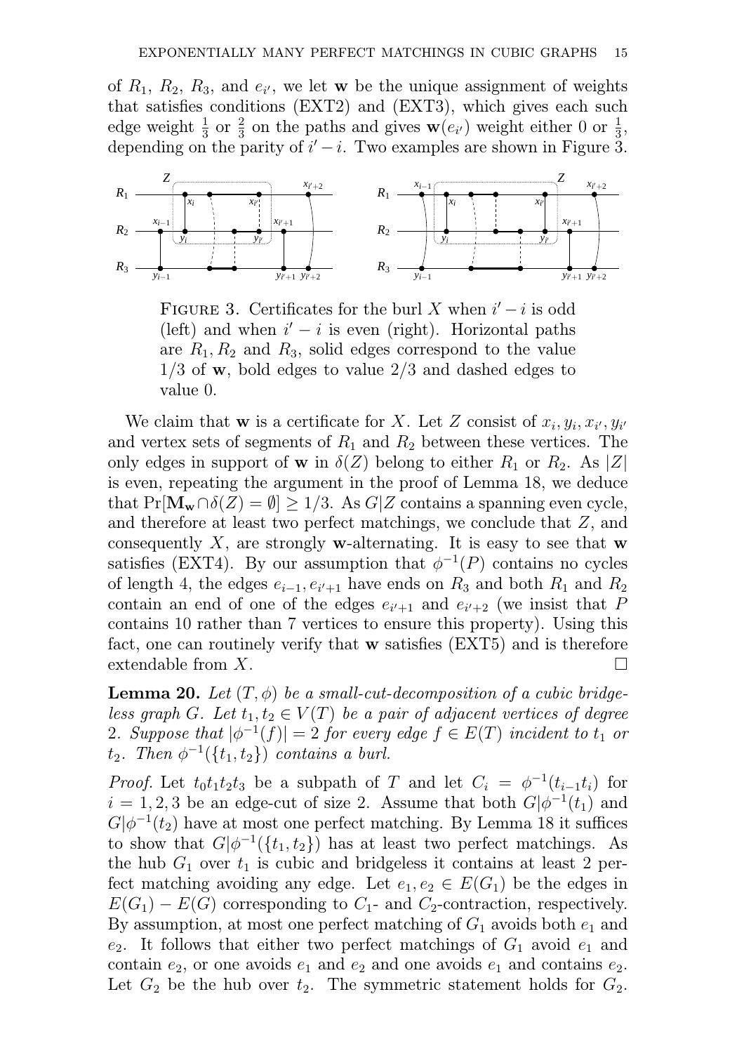of $R_1$, $R_2$, $R_3$, and $e_{i'}$, we let $\mathbf{w}$ be the unique assignment of weights that satisfies conditions (EXT2) and (EXT3), which gives each such edge weight $\frac{1}{3}$ or $\frac{2}{3}$ on the paths and gives $\mathbf{w}(e_{i'})$ weight either 0 or $\frac{1}{3}$, depending on the parity of $i'-i$. Two examples are shown in Figure 3.

FIGURE 3. Certificates for the burl $X$ when $i'-i$ is odd (left) and when $i'-i$ is even (right). Horizontal paths are $R_1, R_2$ and $R_3$, solid edges correspond to the value $1/3$ of $\mathbf{w}$, bold edges to value $2/3$ and dashed edges to value 0.

We claim that $\mathbf{w}$ is a certificate for $X$. Let $Z$ consist of $x_i, y_i, x_{i'}, y_{i'}$ and vertex sets of segments of $R_1$ and $R_2$ between these vertices. The only edges in support of $\mathbf{w}$ in $\delta(Z)$ belong to either $R_1$ or $R_2$. As $|Z|$ is even, repeating the argument in the proof of Lemma 18, we deduce that $\Pr[\mathbf{M_w} \cap \delta(Z) = \emptyset] \geq 1/3$. As $G|Z$ contains a spanning even cycle, and therefore at least two perfect matchings, we conclude that $Z$, and consequently $X$, are strongly $\mathbf{w}$-alternating. It is easy to see that $\mathbf{w}$ satisfies (EXT4). By our assumption that $\phi^{-1}(P)$ contains no cycles of length 4, the edges $e_{i-1}, e_{i'+1}$ have ends on $R_3$ and both $R_1$ and $R_2$ contain an end of one of the edges $e_{i'+1}$ and $e_{i'+2}$ (we insist that $P$ contains 10 rather than 7 vertices to ensure this property). Using this fact, one can routinely verify that $\mathbf{w}$ satisfies (EXT5) and is therefore extendable from $X$. $\square$

**Lemma 20.** *Let $(T, \phi)$ be a small-cut-decomposition of a cubic bridgeless graph $G$. Let $t_1, t_2 \in V(T)$ be a pair of adjacent vertices of degree 2. Suppose that $|\phi^{-1}(f)| = 2$ for every edge $f \in E(T)$ incident to $t_1$ or $t_2$. Then $\phi^{-1}(\{t_1, t_2\})$ contains a burl.*

*Proof.* Let $t_0t_1t_2t_3$ be a subpath of $T$ and let $C_i = \phi^{-1}(t_{i-1}t_i)$ for $i = 1, 2, 3$ be an edge-cut of size 2. Assume that both $G|\phi^{-1}(t_1)$ and $G|\phi^{-1}(t_2)$ have at most one perfect matching. By Lemma 18 it suffices to show that $G|\phi^{-1}(\{t_1, t_2\})$ has at least two perfect matchings. As the hub $G_1$ over $t_1$ is cubic and bridgeless it contains at least 2 perfect matching avoiding any edge. Let $e_1, e_2 \in E(G_1)$ be the edges in $E(G_1) - E(G)$ corresponding to $C_1$- and $C_2$-contraction, respectively. By assumption, at most one perfect matching of $G_1$ avoids both $e_1$ and $e_2$. It follows that either two perfect matchings of $G_1$ avoid $e_1$ and contain $e_2$, or one avoids $e_1$ and $e_2$ and one avoids $e_1$ and contains $e_2$. Let $G_2$ be the hub over $t_2$. The symmetric statement holds for $G_2$.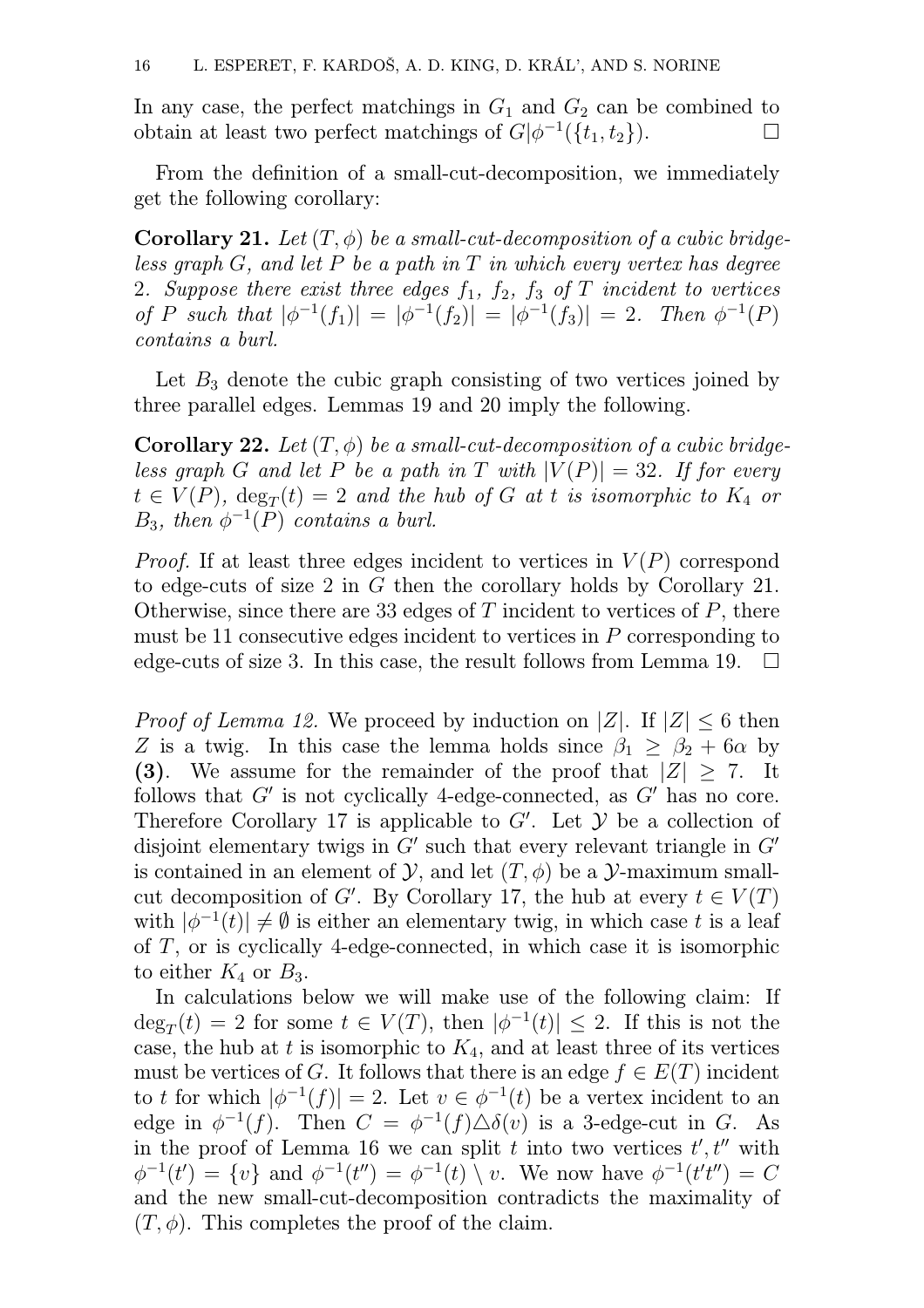In any case, the perfect matchings in $G_1$ and $G_2$ can be combined to obtain at least two perfect matchings of $G|\phi^{-1}(\{t_1,t_2\})$. □

From the definition of a small-cut-decomposition, we immediately get the following corollary:

**Corollary 21.** *Let $(T,\phi)$ be a small-cut-decomposition of a cubic bridgeless graph $G$, and let $P$ be a path in $T$ in which every vertex has degree 2. Suppose there exist three edges $f_1$, $f_2$, $f_3$ of $T$ incident to vertices of $P$ such that $|\phi^{-1}(f_1)| = |\phi^{-1}(f_2)| = |\phi^{-1}(f_3)| = 2$. Then $\phi^{-1}(P)$ contains a burl.*

Let $B_3$ denote the cubic graph consisting of two vertices joined by three parallel edges. Lemmas 19 and 20 imply the following.

**Corollary 22.** *Let $(T,\phi)$ be a small-cut-decomposition of a cubic bridgeless graph $G$ and let $P$ be a path in $T$ with $|V(P)| = 32$. If for every $t \in V(P)$, $\deg_T(t) = 2$ and the hub of $G$ at $t$ is isomorphic to $K_4$ or $B_3$, then $\phi^{-1}(P)$ contains a burl.*

*Proof.* If at least three edges incident to vertices in $V(P)$ correspond to edge-cuts of size 2 in $G$ then the corollary holds by Corollary 21. Otherwise, since there are 33 edges of $T$ incident to vertices of $P$, there must be 11 consecutive edges incident to vertices in $P$ corresponding to edge-cuts of size 3. In this case, the result follows from Lemma 19. □

*Proof of Lemma 12.* We proceed by induction on $|Z|$. If $|Z| \le 6$ then $Z$ is a twig. In this case the lemma holds since $\beta_1 \ge \beta_2 + 6\alpha$ by **(3)**. We assume for the remainder of the proof that $|Z| \ge 7$. It follows that $G'$ is not cyclically 4-edge-connected, as $G'$ has no core. Therefore Corollary 17 is applicable to $G'$. Let $\mathcal{Y}$ be a collection of disjoint elementary twigs in $G'$ such that every relevant triangle in $G'$ is contained in an element of $\mathcal{Y}$, and let $(T,\phi)$ be a $\mathcal{Y}$-maximum small-cut decomposition of $G'$. By Corollary 17, the hub at every $t \in V(T)$ with $|\phi^{-1}(t)| \ne \emptyset$ is either an elementary twig, in which case $t$ is a leaf of $T$, or is cyclically 4-edge-connected, in which case it is isomorphic to either $K_4$ or $B_3$.

In calculations below we will make use of the following claim: If $\deg_T(t) = 2$ for some $t \in V(T)$, then $|\phi^{-1}(t)| \le 2$. If this is not the case, the hub at $t$ is isomorphic to $K_4$, and at least three of its vertices must be vertices of $G$. It follows that there is an edge $f \in E(T)$ incident to $t$ for which $|\phi^{-1}(f)| = 2$. Let $v \in \phi^{-1}(t)$ be a vertex incident to an edge in $\phi^{-1}(f)$. Then $C = \phi^{-1}(f) \triangle \delta(v)$ is a 3-edge-cut in $G$. As in the proof of Lemma 16 we can split $t$ into two vertices $t', t''$ with $\phi^{-1}(t') = \{v\}$ and $\phi^{-1}(t'') = \phi^{-1}(t) \setminus v$. We now have $\phi^{-1}(t't'') = C$ and the new small-cut-decomposition contradicts the maximality of $(T,\phi)$. This completes the proof of the claim.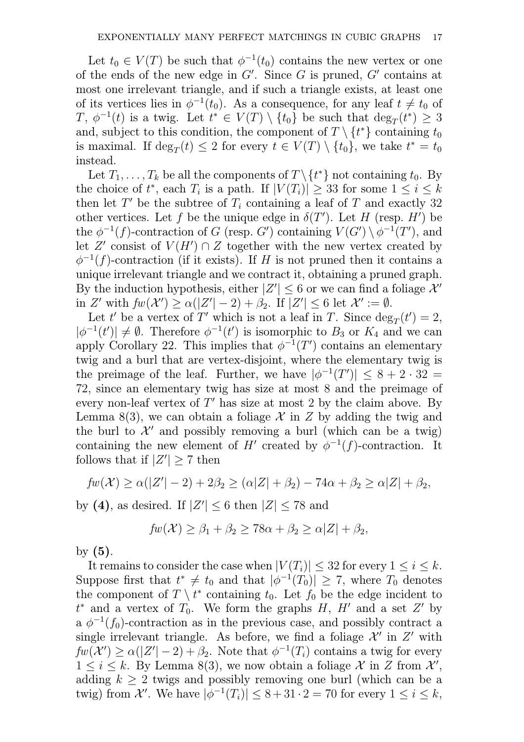Let $t_0 \in V(T)$ be such that $\phi^{-1}(t_0)$ contains the new vertex or one of the ends of the new edge in $G'$. Since $G$ is pruned, $G'$ contains at most one irrelevant triangle, and if such a triangle exists, at least one of its vertices lies in $\phi^{-1}(t_0)$. As a consequence, for any leaf $t \neq t_0$ of $T$, $\phi^{-1}(t)$ is a twig. Let $t^* \in V(T) \setminus \{t_0\}$ be such that $\deg_T(t^*) \geq 3$ and, subject to this condition, the component of $T \setminus \{t^*\}$ containing $t_0$ is maximal. If $\deg_T(t) \leq 2$ for every $t \in V(T) \setminus \{t_0\}$, we take $t^* = t_0$ instead.

Let $T_1, \ldots, T_k$ be all the components of $T \setminus \{t^*\}$ not containing $t_0$. By the choice of $t^*$, each $T_i$ is a path. If $|V(T_i)| \geq 33$ for some $1 \leq i \leq k$ then let $T'$ be the subtree of $T_i$ containing a leaf of $T$ and exactly 32 other vertices. Let $f$ be the unique edge in $\delta(T')$. Let $H$ (resp. $H'$) be the $\phi^{-1}(f)$-contraction of $G$ (resp. $G'$) containing $V(G') \setminus \phi^{-1}(T')$, and let $Z'$ consist of $V(H') \cap Z$ together with the new vertex created by $\phi^{-1}(f)$-contraction (if it exists). If $H$ is not pruned then it contains a unique irrelevant triangle and we contract it, obtaining a pruned graph. By the induction hypothesis, either $|Z'| \leq 6$ or we can find a foliage $\mathcal{X}'$ in $Z'$ with $fw(\mathcal{X}') \geq \alpha(|Z'| - 2) + \beta_2$. If $|Z'| \leq 6$ let $\mathcal{X}' := \emptyset$.

Let $t'$ be a vertex of $T'$ which is not a leaf in $T$. Since $\deg_T(t') = 2$, $|\phi^{-1}(t')| \neq \emptyset$. Therefore $\phi^{-1}(t')$ is isomorphic to $B_3$ or $K_4$ and we can apply Corollary 22. This implies that $\phi^{-1}(T')$ contains an elementary twig and a burl that are vertex-disjoint, where the elementary twig is the preimage of the leaf. Further, we have $|\phi^{-1}(T')| \leq 8 + 2 \cdot 32 = 72$, since an elementary twig has size at most 8 and the preimage of every non-leaf vertex of $T'$ has size at most 2 by the claim above. By Lemma 8(3), we can obtain a foliage $\mathcal{X}$ in $Z$ by adding the twig and the burl to $\mathcal{X}'$ and possibly removing a burl (which can be a twig) containing the new element of $H'$ created by $\phi^{-1}(f)$-contraction. It follows that if $|Z'| \geq 7$ then

$$fw(\mathcal{X}) \geq \alpha(|Z'| - 2) + 2\beta_2 \geq (\alpha|Z| + \beta_2) - 74\alpha + \beta_2 \geq \alpha|Z| + \beta_2,$$

by **(4)**, as desired. If $|Z'| \leq 6$ then $|Z| \leq 78$ and

$$fw(\mathcal{X}) \geq \beta_1 + \beta_2 \geq 78\alpha + \beta_2 \geq \alpha|Z| + \beta_2,$$

by **(5)**.

It remains to consider the case when $|V(T_i)| \leq 32$ for every $1 \leq i \leq k$. Suppose first that $t^* \neq t_0$ and that $|\phi^{-1}(T_0)| \geq 7$, where $T_0$ denotes the component of $T \setminus t^*$ containing $t_0$. Let $f_0$ be the edge incident to $t^*$ and a vertex of $T_0$. We form the graphs $H$, $H'$ and a set $Z'$ by a $\phi^{-1}(f_0)$-contraction as in the previous case, and possibly contract a single irrelevant triangle. As before, we find a foliage $\mathcal{X}'$ in $Z'$ with $fw(\mathcal{X}') \geq \alpha(|Z'| - 2) + \beta_2$. Note that $\phi^{-1}(T_i)$ contains a twig for every $1 \leq i \leq k$. By Lemma 8(3), we now obtain a foliage $\mathcal{X}$ in $Z$ from $\mathcal{X}'$, adding $k \geq 2$ twigs and possibly removing one burl (which can be a twig) from $\mathcal{X}'$. We have $|\phi^{-1}(T_i)| \leq 8 + 31 \cdot 2 = 70$ for every $1 \leq i \leq k$,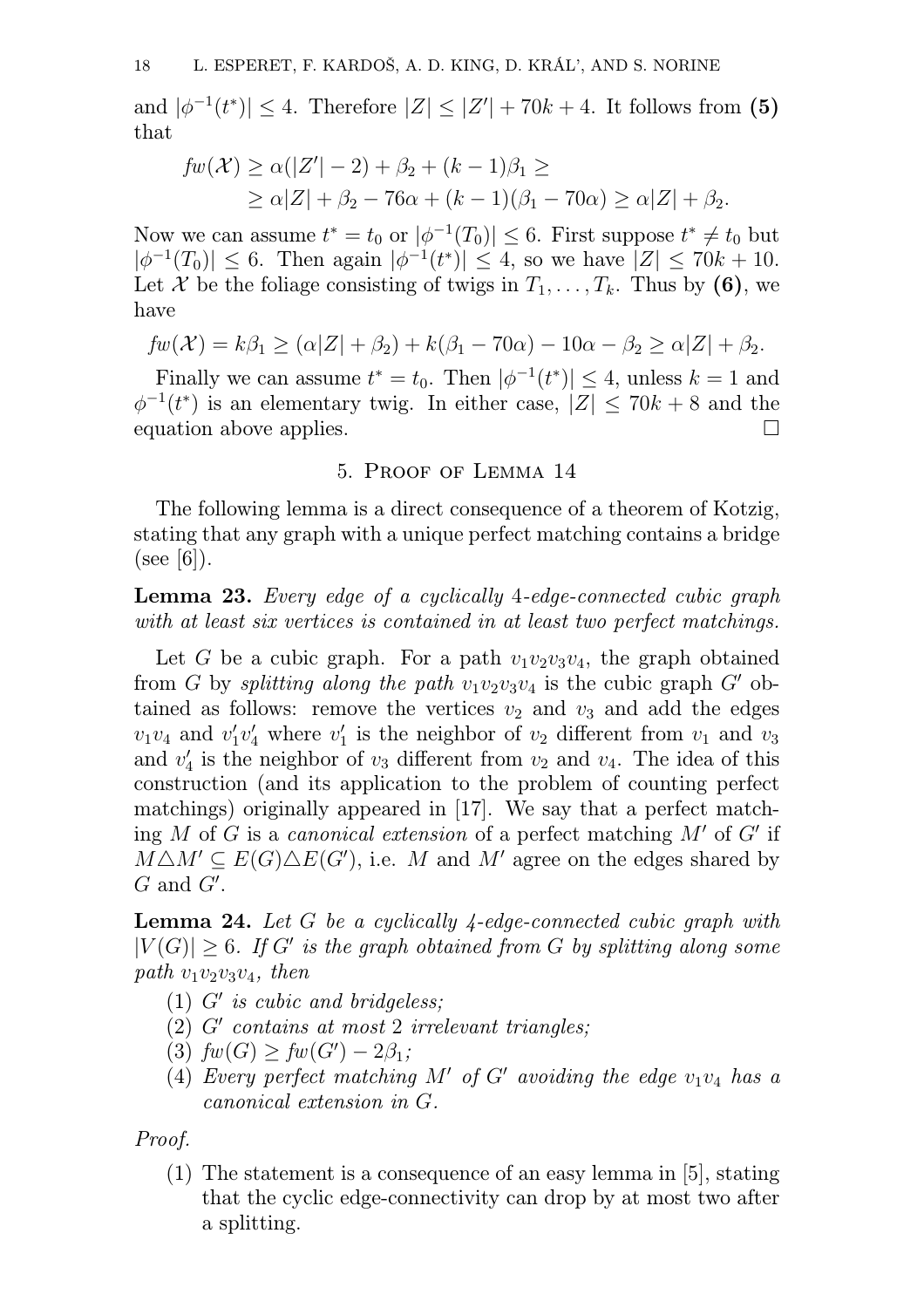and $|\phi^{-1}(t^*)| \leq 4$. Therefore $|Z| \leq |Z'| + 70k + 4$. It follows from **(5)** that

$$fw(\mathcal{X}) \geq \alpha(|Z'| - 2) + \beta_2 + (k-1)\beta_1 \geq$$
$$\geq \alpha|Z| + \beta_2 - 76\alpha + (k-1)(\beta_1 - 70\alpha) \geq \alpha|Z| + \beta_2.$$

Now we can assume $t^* = t_0$ or $|\phi^{-1}(T_0)| \leq 6$. First suppose $t^* \neq t_0$ but $|\phi^{-1}(T_0)| \leq 6$. Then again $|\phi^{-1}(t^*)| \leq 4$, so we have $|Z| \leq 70k + 10$. Let $\mathcal{X}$ be the foliage consisting of twigs in $T_1, \ldots, T_k$. Thus by **(6)**, we have

$$fw(\mathcal{X}) = k\beta_1 \geq (\alpha|Z| + \beta_2) + k(\beta_1 - 70\alpha) - 10\alpha - \beta_2 \geq \alpha|Z| + \beta_2.$$

Finally we can assume $t^* = t_0$. Then $|\phi^{-1}(t^*)| \leq 4$, unless $k = 1$ and $\phi^{-1}(t^*)$ is an elementary twig. In either case, $|Z| \leq 70k + 8$ and the equation above applies. □

## 5. Proof of Lemma 14

The following lemma is a direct consequence of a theorem of Kotzig, stating that any graph with a unique perfect matching contains a bridge (see [6]).

**Lemma 23.** *Every edge of a cyclically 4-edge-connected cubic graph with at least six vertices is contained in at least two perfect matchings.*

Let $G$ be a cubic graph. For a path $v_1v_2v_3v_4$, the graph obtained from $G$ by *splitting along the path* $v_1v_2v_3v_4$ is the cubic graph $G'$ obtained as follows: remove the vertices $v_2$ and $v_3$ and add the edges $v_1v_4$ and $v_1'v_4'$ where $v_1'$ is the neighbor of $v_2$ different from $v_1$ and $v_3$ and $v_4'$ is the neighbor of $v_3$ different from $v_2$ and $v_4$. The idea of this construction (and its application to the problem of counting perfect matchings) originally appeared in [17]. We say that a perfect matching $M$ of $G$ is a *canonical extension* of a perfect matching $M'$ of $G'$ if $M \triangle M' \subseteq E(G) \triangle E(G')$, i.e. $M$ and $M'$ agree on the edges shared by $G$ and $G'$.

**Lemma 24.** *Let $G$ be a cyclically 4-edge-connected cubic graph with $|V(G)| \geq 6$. If $G'$ is the graph obtained from $G$ by splitting along some path $v_1v_2v_3v_4$, then*

1. *$G'$ is cubic and bridgeless;*
2. *$G'$ contains at most 2 irrelevant triangles;*
3. *$fw(G) \geq fw(G') - 2\beta_1$;*
4. *Every perfect matching $M'$ of $G'$ avoiding the edge $v_1v_4$ has a canonical extension in $G$.*

*Proof.*

1. The statement is a consequence of an easy lemma in [5], stating that the cyclic edge-connectivity can drop by at most two after a splitting.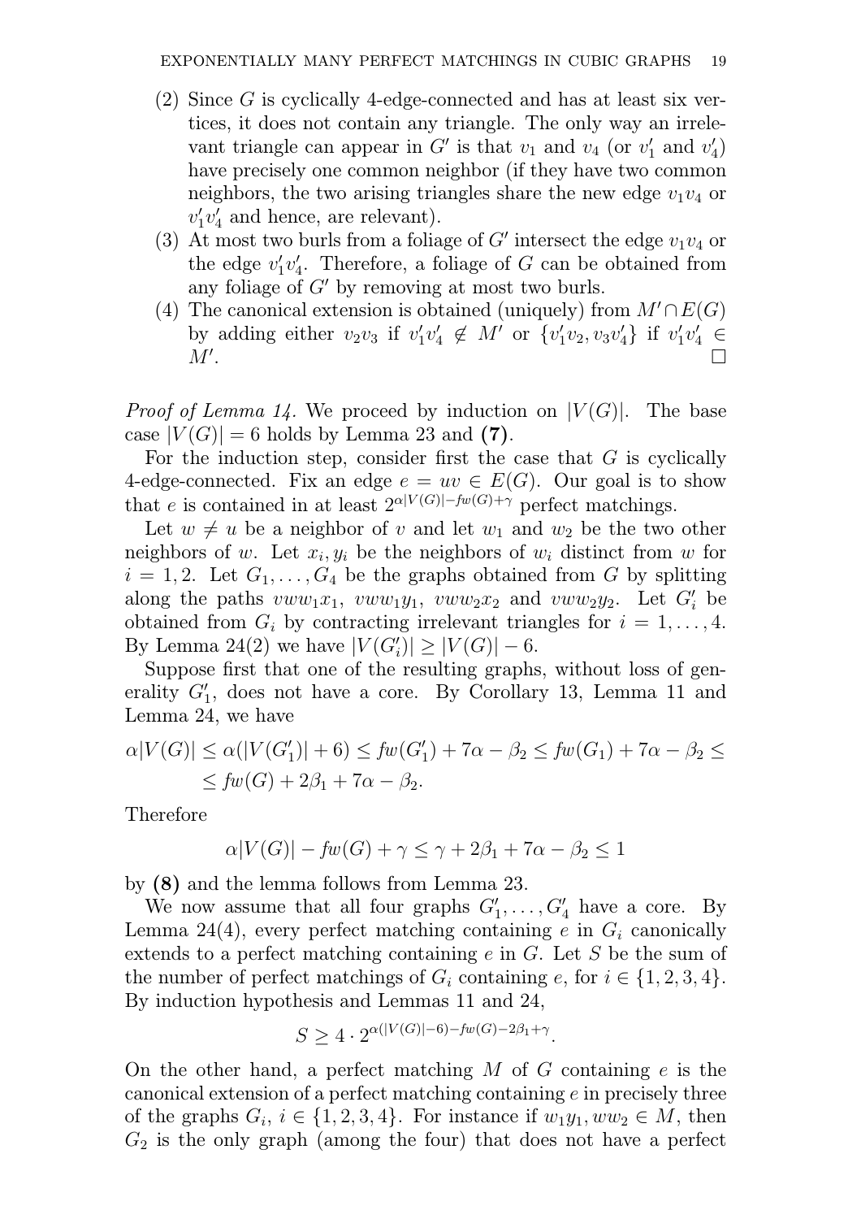(2) Since $G$ is cyclically 4-edge-connected and has at least six vertices, it does not contain any triangle. The only way an irrelevant triangle can appear in $G'$ is that $v_1$ and $v_4$ (or $v_1'$ and $v_4'$) have precisely one common neighbor (if they have two common neighbors, the two arising triangles share the new edge $v_1v_4$ or $v_1'v_4'$ and hence, are relevant).

(3) At most two burls from a foliage of $G'$ intersect the edge $v_1v_4$ or the edge $v_1'v_4'$. Therefore, a foliage of $G$ can be obtained from any foliage of $G'$ by removing at most two burls.

(4) The canonical extension is obtained (uniquely) from $M' \cap E(G)$ by adding either $v_2v_3$ if $v_1'v_4' \notin M'$ or $\{v_1'v_2, v_3v_4'\}$ if $v_1'v_4' \in M'$. $\square$

*Proof of Lemma 14.* We proceed by induction on $|V(G)|$. The base case $|V(G)| = 6$ holds by Lemma 23 and **(7)**.

For the induction step, consider first the case that $G$ is cyclically 4-edge-connected. Fix an edge $e = uv \in E(G)$. Our goal is to show that $e$ is contained in at least $2^{\alpha|V(G)| - fw(G) + \gamma}$ perfect matchings.

Let $w \neq u$ be a neighbor of $v$ and let $w_1$ and $w_2$ be the two other neighbors of $w$. Let $x_i, y_i$ be the neighbors of $w_i$ distinct from $w$ for $i = 1, 2$. Let $G_1, \ldots, G_4$ be the graphs obtained from $G$ by splitting along the paths $vww_1x_1$, $vww_1y_1$, $vww_2x_2$ and $vww_2y_2$. Let $G_i'$ be obtained from $G_i$ by contracting irrelevant triangles for $i = 1, \ldots, 4$. By Lemma 24(2) we have $|V(G_i')| \geq |V(G)| - 6$.

Suppose first that one of the resulting graphs, without loss of generality $G_1'$, does not have a core. By Corollary 13, Lemma 11 and Lemma 24, we have

$$\alpha|V(G)| \leq \alpha(|V(G_1')| + 6) \leq fw(G_1') + 7\alpha - \beta_2 \leq fw(G_1) + 7\alpha - \beta_2 \leq$$
$$\leq fw(G) + 2\beta_1 + 7\alpha - \beta_2.$$

Therefore

$$\alpha|V(G)| - fw(G) + \gamma \leq \gamma + 2\beta_1 + 7\alpha - \beta_2 \leq 1$$

by **(8)** and the lemma follows from Lemma 23.

We now assume that all four graphs $G_1', \ldots, G_4'$ have a core. By Lemma 24(4), every perfect matching containing $e$ in $G_i$ canonically extends to a perfect matching containing $e$ in $G$. Let $S$ be the sum of the number of perfect matchings of $G_i$ containing $e$, for $i \in \{1, 2, 3, 4\}$. By induction hypothesis and Lemmas 11 and 24,

$$S \geq 4 \cdot 2^{\alpha(|V(G)| - 6) - fw(G) - 2\beta_1 + \gamma}.$$

On the other hand, a perfect matching $M$ of $G$ containing $e$ is the canonical extension of a perfect matching containing $e$ in precisely three of the graphs $G_i$, $i \in \{1, 2, 3, 4\}$. For instance if $w_1y_1, ww_2 \in M$, then $G_2$ is the only graph (among the four) that does not have a perfect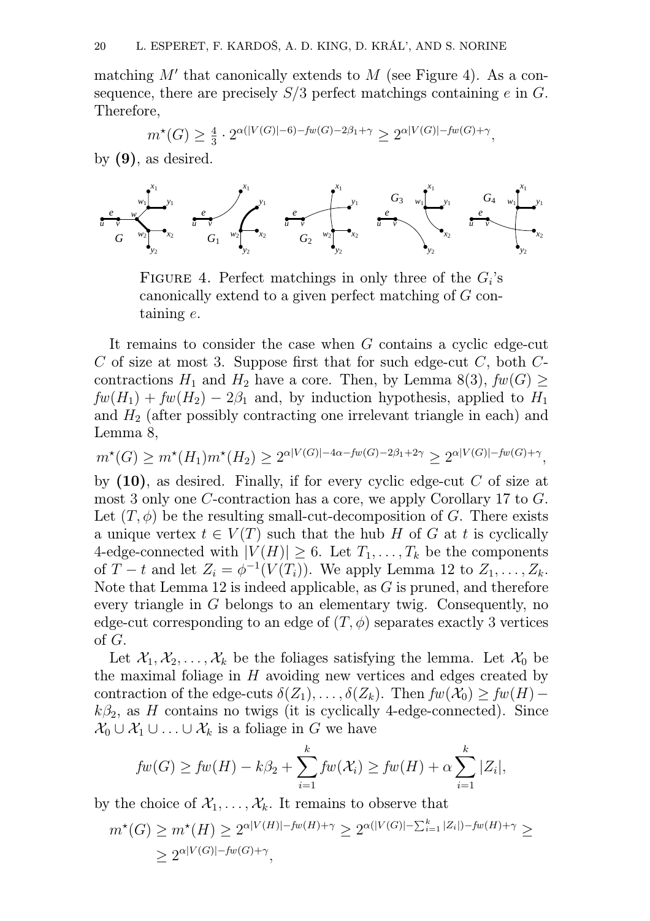matching $M'$ that canonically extends to $M$ (see Figure 4). As a consequence, there are precisely $S/3$ perfect matchings containing $e$ in $G$. Therefore,

$$m^\star(G) \geq \tfrac{4}{3} \cdot 2^{\alpha(|V(G)|-6)-fw(G)-2\beta_1+\gamma} \geq 2^{\alpha|V(G)|-fw(G)+\gamma},$$

by **(9)**, as desired.

FIGURE 4. Perfect matchings in only three of the $G_i$'s canonically extend to a given perfect matching of $G$ containing $e$.

It remains to consider the case when $G$ contains a cyclic edge-cut $C$ of size at most 3. Suppose first that for such edge-cut $C$, both $C$-contractions $H_1$ and $H_2$ have a core. Then, by Lemma 8(3), $fw(G) \geq fw(H_1) + fw(H_2) - 2\beta_1$ and, by induction hypothesis, applied to $H_1$ and $H_2$ (after possibly contracting one irrelevant triangle in each) and Lemma 8,

$$m^\star(G) \geq m^\star(H_1)m^\star(H_2) \geq 2^{\alpha|V(G)|-4\alpha-fw(G)-2\beta_1+2\gamma} \geq 2^{\alpha|V(G)|-fw(G)+\gamma},$$

by **(10)**, as desired. Finally, if for every cyclic edge-cut $C$ of size at most 3 only one $C$-contraction has a core, we apply Corollary 17 to $G$. Let $(T, \phi)$ be the resulting small-cut-decomposition of $G$. There exists a unique vertex $t \in V(T)$ such that the hub $H$ of $G$ at $t$ is cyclically 4-edge-connected with $|V(H)| \geq 6$. Let $T_1, \ldots, T_k$ be the components of $T - t$ and let $Z_i = \phi^{-1}(V(T_i))$. We apply Lemma 12 to $Z_1, \ldots, Z_k$. Note that Lemma 12 is indeed applicable, as $G$ is pruned, and therefore every triangle in $G$ belongs to an elementary twig. Consequently, no edge-cut corresponding to an edge of $(T, \phi)$ separates exactly 3 vertices of $G$.

Let $\mathcal{X}_1, \mathcal{X}_2, \ldots, \mathcal{X}_k$ be the foliages satisfying the lemma. Let $\mathcal{X}_0$ be the maximal foliage in $H$ avoiding new vertices and edges created by contraction of the edge-cuts $\delta(Z_1), \ldots, \delta(Z_k)$. Then $fw(\mathcal{X}_0) \geq fw(H) - k\beta_2$, as $H$ contains no twigs (it is cyclically 4-edge-connected). Since $\mathcal{X}_0 \cup \mathcal{X}_1 \cup \ldots \cup \mathcal{X}_k$ is a foliage in $G$ we have

$$fw(G) \geq fw(H) - k\beta_2 + \sum_{i=1}^{k} fw(\mathcal{X}_i) \geq fw(H) + \alpha \sum_{i=1}^{k} |Z_i|,$$

by the choice of $\mathcal{X}_1, \ldots, \mathcal{X}_k$. It remains to observe that

$$m^\star(G) \geq m^\star(H) \geq 2^{\alpha|V(H)|-fw(H)+\gamma} \geq 2^{\alpha(|V(G)|-\sum_{i=1}^{k}|Z_i|)-fw(H)+\gamma} \geq$$
$$\geq 2^{\alpha|V(G)|-fw(G)+\gamma},$$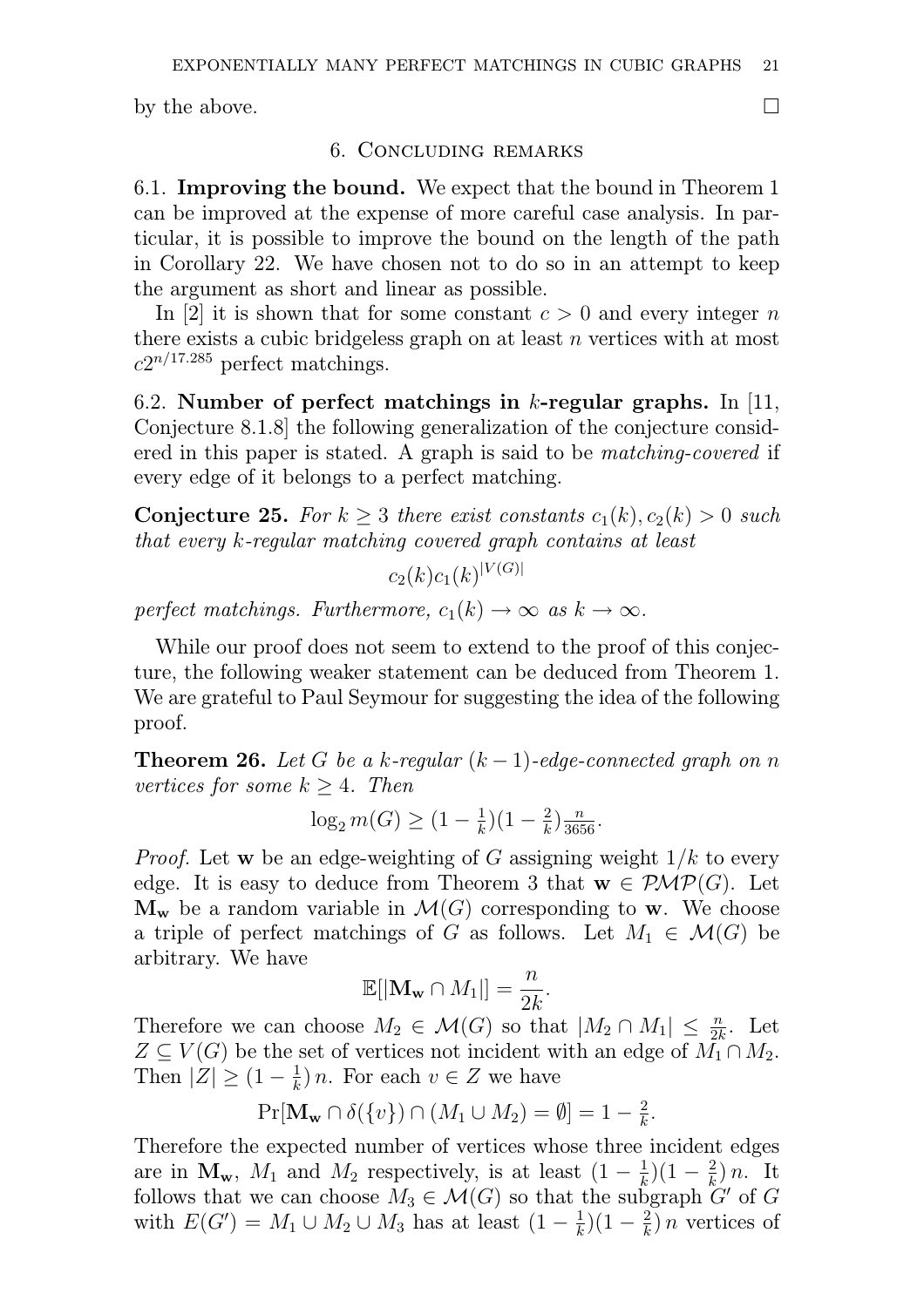by the above. □

## 6. Concluding remarks

**6.1. Improving the bound.** We expect that the bound in Theorem 1 can be improved at the expense of more careful case analysis. In particular, it is possible to improve the bound on the length of the path in Corollary 22. We have chosen not to do so in an attempt to keep the argument as short and linear as possible.

In [2] it is shown that for some constant $c > 0$ and every integer $n$ there exists a cubic bridgeless graph on at least $n$ vertices with at most $c2^{n/17.285}$ perfect matchings.

**6.2. Number of perfect matchings in $k$-regular graphs.** In [11, Conjecture 8.1.8] the following generalization of the conjecture considered in this paper is stated. A graph is said to be *matching-covered* if every edge of it belongs to a perfect matching.

**Conjecture 25.** *For $k \geq 3$ there exist constants $c_1(k), c_2(k) > 0$ such that every $k$-regular matching covered graph contains at least*

$$c_2(k)c_1(k)^{|V(G)|}$$

*perfect matchings. Furthermore, $c_1(k) \to \infty$ as $k \to \infty$.*

While our proof does not seem to extend to the proof of this conjecture, the following weaker statement can be deduced from Theorem 1. We are grateful to Paul Seymour for suggesting the idea of the following proof.

**Theorem 26.** *Let $G$ be a $k$-regular $(k-1)$-edge-connected graph on $n$ vertices for some $k \geq 4$. Then*

$$\log_2 m(G) \geq (1 - \tfrac{1}{k})(1 - \tfrac{2}{k})\tfrac{n}{3656}.$$

*Proof.* Let $\mathbf{w}$ be an edge-weighting of $G$ assigning weight $1/k$ to every edge. It is easy to deduce from Theorem 3 that $\mathbf{w} \in \mathcal{PMP}(G)$. Let $\mathbf{M_w}$ be a random variable in $\mathcal{M}(G)$ corresponding to $\mathbf{w}$. We choose a triple of perfect matchings of $G$ as follows. Let $M_1 \in \mathcal{M}(G)$ be arbitrary. We have

$$\mathbb{E}[|\mathbf{M_w} \cap M_1|] = \frac{n}{2k}.$$

Therefore we can choose $M_2 \in \mathcal{M}(G)$ so that $|M_2 \cap M_1| \leq \frac{n}{2k}$. Let $Z \subseteq V(G)$ be the set of vertices not incident with an edge of $M_1 \cap M_2$. Then $|Z| \geq (1 - \frac{1}{k})\, n$. For each $v \in Z$ we have

$$\Pr[\mathbf{M_w} \cap \delta(\{v\}) \cap (M_1 \cup M_2) = \emptyset] = 1 - \tfrac{2}{k}.$$

Therefore the expected number of vertices whose three incident edges are in $\mathbf{M_w}$, $M_1$ and $M_2$ respectively, is at least $(1 - \frac{1}{k})(1 - \frac{2}{k})\, n$. It follows that we can choose $M_3 \in \mathcal{M}(G)$ so that the subgraph $G'$ of $G$ with $E(G') = M_1 \cup M_2 \cup M_3$ has at least $(1 - \frac{1}{k})(1 - \frac{2}{k})\, n$ vertices of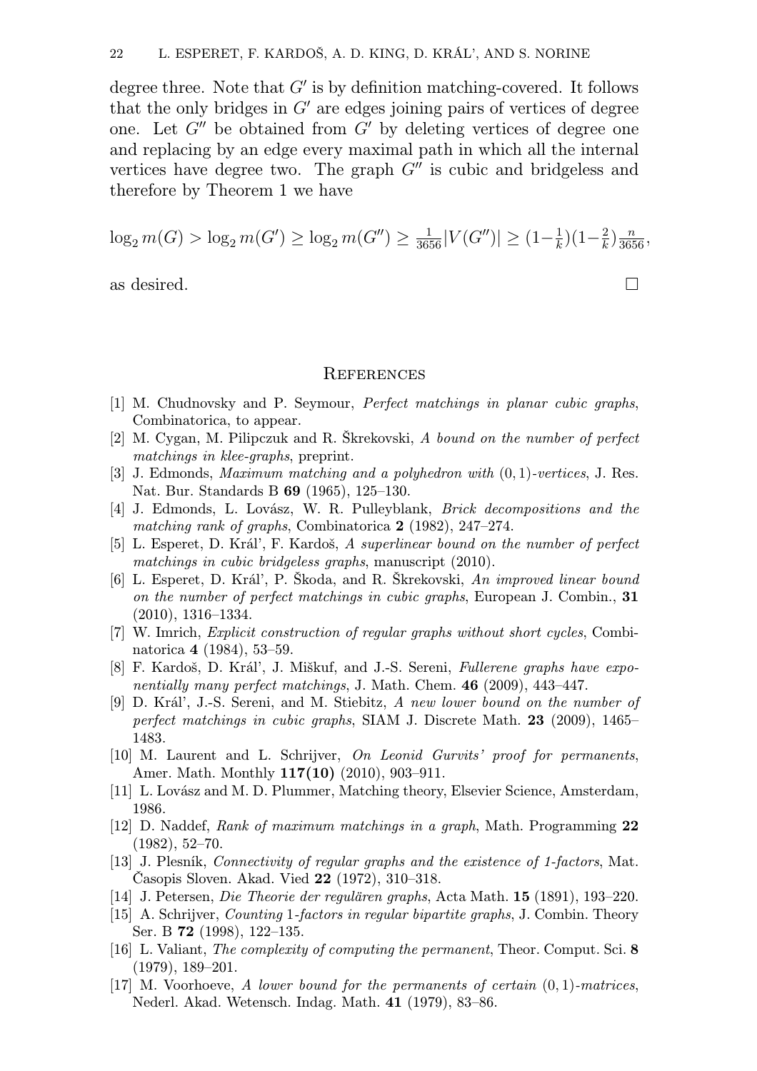degree three. Note that $G'$ is by definition matching-covered. It follows that the only bridges in $G'$ are edges joining pairs of vertices of degree one. Let $G''$ be obtained from $G'$ by deleting vertices of degree one and replacing by an edge every maximal path in which all the internal vertices have degree two. The graph $G''$ is cubic and bridgeless and therefore by Theorem 1 we have

$$\log_2 m(G) > \log_2 m(G') \geq \log_2 m(G'') \geq \tfrac{1}{3656}|V(G'')| \geq (1-\tfrac{1}{k})(1-\tfrac{2}{k})\tfrac{n}{3656},$$

as desired. □

## References

[1] M. Chudnovsky and P. Seymour, *Perfect matchings in planar cubic graphs*, Combinatorica, to appear.

[2] M. Cygan, M. Pilipczuk and R. Škrekovski, *A bound on the number of perfect matchings in klee-graphs*, preprint.

[3] J. Edmonds, *Maximum matching and a polyhedron with* $(0,1)$*-vertices*, J. Res. Nat. Bur. Standards B **69** (1965), 125–130.

[4] J. Edmonds, L. Lovász, W. R. Pulleyblank, *Brick decompositions and the matching rank of graphs*, Combinatorica **2** (1982), 247–274.

[5] L. Esperet, D. Kráľ, F. Kardoš, *A superlinear bound on the number of perfect matchings in cubic bridgeless graphs*, manuscript (2010).

[6] L. Esperet, D. Kráľ, P. Škoda, and R. Škrekovski, *An improved linear bound on the number of perfect matchings in cubic graphs*, European J. Combin., **31** (2010), 1316–1334.

[7] W. Imrich, *Explicit construction of regular graphs without short cycles*, Combinatorica **4** (1984), 53–59.

[8] F. Kardoš, D. Kráľ, J. Miškuf, and J.-S. Sereni, *Fullerene graphs have exponentially many perfect matchings*, J. Math. Chem. **46** (2009), 443–447.

[9] D. Kráľ, J.-S. Sereni, and M. Stiebitz, *A new lower bound on the number of perfect matchings in cubic graphs*, SIAM J. Discrete Math. **23** (2009), 1465–1483.

[10] M. Laurent and L. Schrijver, *On Leonid Gurvits' proof for permanents*, Amer. Math. Monthly **117(10)** (2010), 903–911.

[11] L. Lovász and M. D. Plummer, Matching theory, Elsevier Science, Amsterdam, 1986.

[12] D. Naddef, *Rank of maximum matchings in a graph*, Math. Programming **22** (1982), 52–70.

[13] J. Plesník, *Connectivity of regular graphs and the existence of 1-factors*, Mat. Časopis Sloven. Akad. Vied **22** (1972), 310–318.

[14] J. Petersen, *Die Theorie der regulären graphs*, Acta Math. **15** (1891), 193–220.

[15] A. Schrijver, *Counting* 1*-factors in regular bipartite graphs*, J. Combin. Theory Ser. B **72** (1998), 122–135.

[16] L. Valiant, *The complexity of computing the permanent*, Theor. Comput. Sci. **8** (1979), 189–201.

[17] M. Voorhoeve, *A lower bound for the permanents of certain* $(0,1)$*-matrices*, Nederl. Akad. Wetensch. Indag. Math. **41** (1979), 83–86.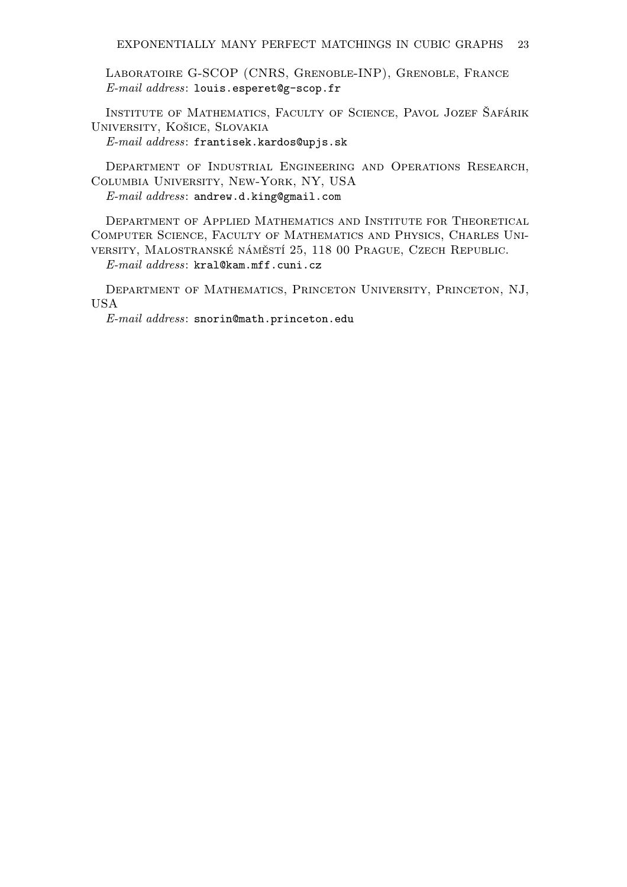Laboratoire G-SCOP (CNRS, Grenoble-INP), Grenoble, France
*E-mail address*: louis.esperet@g-scop.fr

Institute of Mathematics, Faculty of Science, Pavol Jozef Šafárik University, Košice, Slovakia
*E-mail address*: frantisek.kardos@upjs.sk

Department of Industrial Engineering and Operations Research, Columbia University, New-York, NY, USA
*E-mail address*: andrew.d.king@gmail.com

Department of Applied Mathematics and Institute for Theoretical Computer Science, Faculty of Mathematics and Physics, Charles University, Malostranské náměstí 25, 118 00 Prague, Czech Republic.
*E-mail address*: kral@kam.mff.cuni.cz

Department of Mathematics, Princeton University, Princeton, NJ, USA
*E-mail address*: snorin@math.princeton.edu